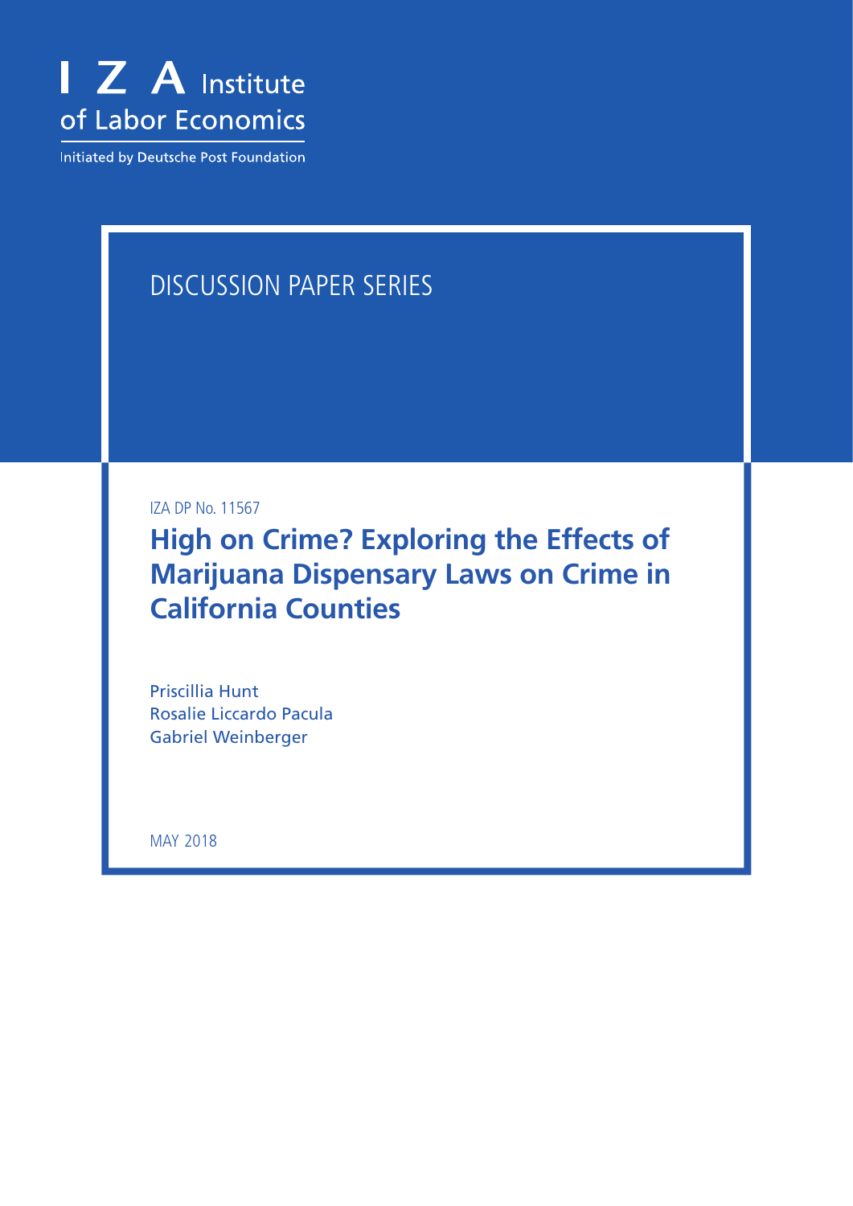I Z A Institute of Labor Economics

Initiated by Deutsche Post Foundation

DISCUSSION PAPER SERIES

IZA DP No. 11567

# High on Crime? Exploring the Effects of Marijuana Dispensary Laws on Crime in California Counties

Priscillia Hunt
Rosalie Liccardo Pacula
Gabriel Weinberger

MAY 2018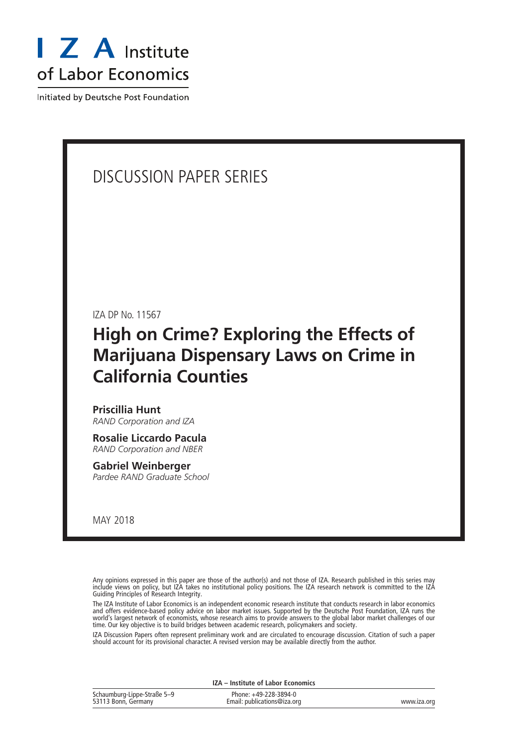I Z A Institute of Labor Economics

Initiated by Deutsche Post Foundation

# DISCUSSION PAPER SERIES

IZA DP No. 11567

# High on Crime? Exploring the Effects of Marijuana Dispensary Laws on Crime in California Counties

**Priscillia Hunt**
*RAND Corporation and IZA*

**Rosalie Liccardo Pacula**
*RAND Corporation and NBER*

**Gabriel Weinberger**
*Pardee RAND Graduate School*

MAY 2018

Any opinions expressed in this paper are those of the author(s) and not those of IZA. Research published in this series may include views on policy, but IZA takes no institutional policy positions. The IZA research network is committed to the IZA Guiding Principles of Research Integrity.

The IZA Institute of Labor Economics is an independent economic research institute that conducts research in labor economics and offers evidence-based policy advice on labor market issues. Supported by the Deutsche Post Foundation, IZA runs the world's largest network of economists, whose research aims to provide answers to the global labor market challenges of our time. Our key objective is to build bridges between academic research, policymakers and society.

IZA Discussion Papers often represent preliminary work and are circulated to encourage discussion. Citation of such a paper should account for its provisional character. A revised version may be available directly from the author.

**IZA – Institute of Labor Economics**

Schaumburg-Lippe-Straße 5–9
53113 Bonn, Germany

Phone: +49-228-3894-0
Email: publications@iza.org

www.iza.org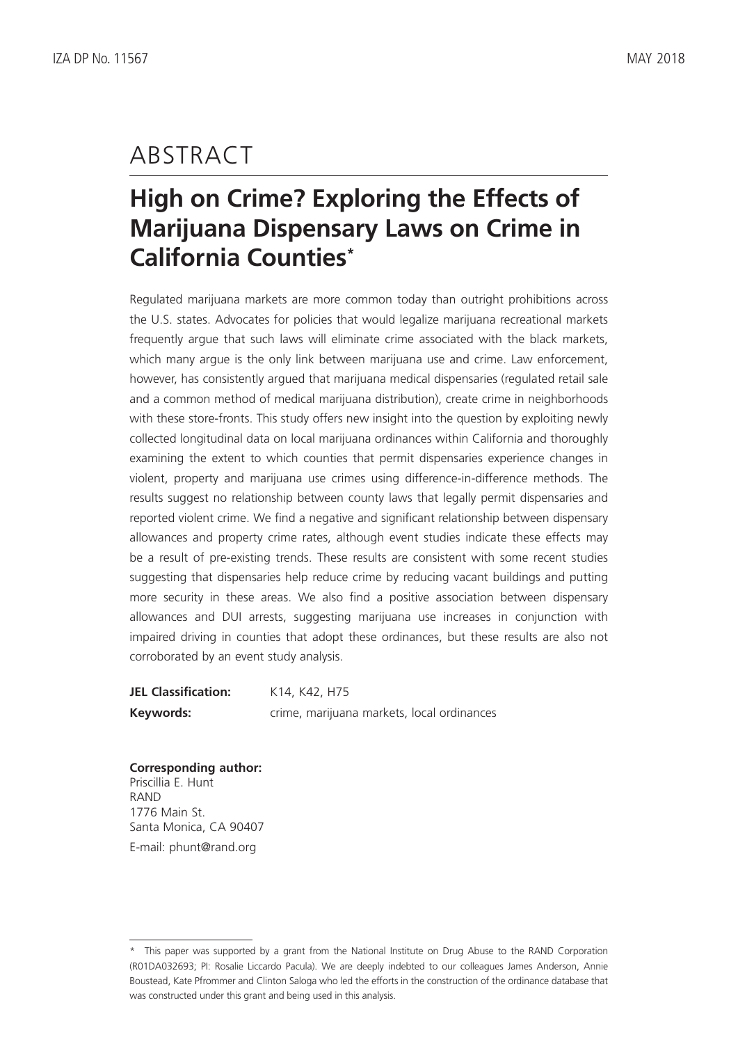# ABSTRACT

## High on Crime? Exploring the Effects of Marijuana Dispensary Laws on Crime in California Counties*

Regulated marijuana markets are more common today than outright prohibitions across the U.S. states. Advocates for policies that would legalize marijuana recreational markets frequently argue that such laws will eliminate crime associated with the black markets, which many argue is the only link between marijuana use and crime. Law enforcement, however, has consistently argued that marijuana medical dispensaries (regulated retail sale and a common method of medical marijuana distribution), create crime in neighborhoods with these store-fronts. This study offers new insight into the question by exploiting newly collected longitudinal data on local marijuana ordinances within California and thoroughly examining the extent to which counties that permit dispensaries experience changes in violent, property and marijuana use crimes using difference-in-difference methods. The results suggest no relationship between county laws that legally permit dispensaries and reported violent crime. We find a negative and significant relationship between dispensary allowances and property crime rates, although event studies indicate these effects may be a result of pre-existing trends. These results are consistent with some recent studies suggesting that dispensaries help reduce crime by reducing vacant buildings and putting more security in these areas. We also find a positive association between dispensary allowances and DUI arrests, suggesting marijuana use increases in conjunction with impaired driving in counties that adopt these ordinances, but these results are also not corroborated by an event study analysis.

**JEL Classification:** K14, K42, H75

**Keywords:** crime, marijuana markets, local ordinances

**Corresponding author:**
Priscillia E. Hunt
RAND
1776 Main St.
Santa Monica, CA 90407
E-mail: phunt@rand.org

---

* This paper was supported by a grant from the National Institute on Drug Abuse to the RAND Corporation (R01DA032693; PI: Rosalie Liccardo Pacula). We are deeply indebted to our colleagues James Anderson, Annie Boustead, Kate Pfrommer and Clinton Saloga who led the efforts in the construction of the ordinance database that was constructed under this grant and being used in this analysis.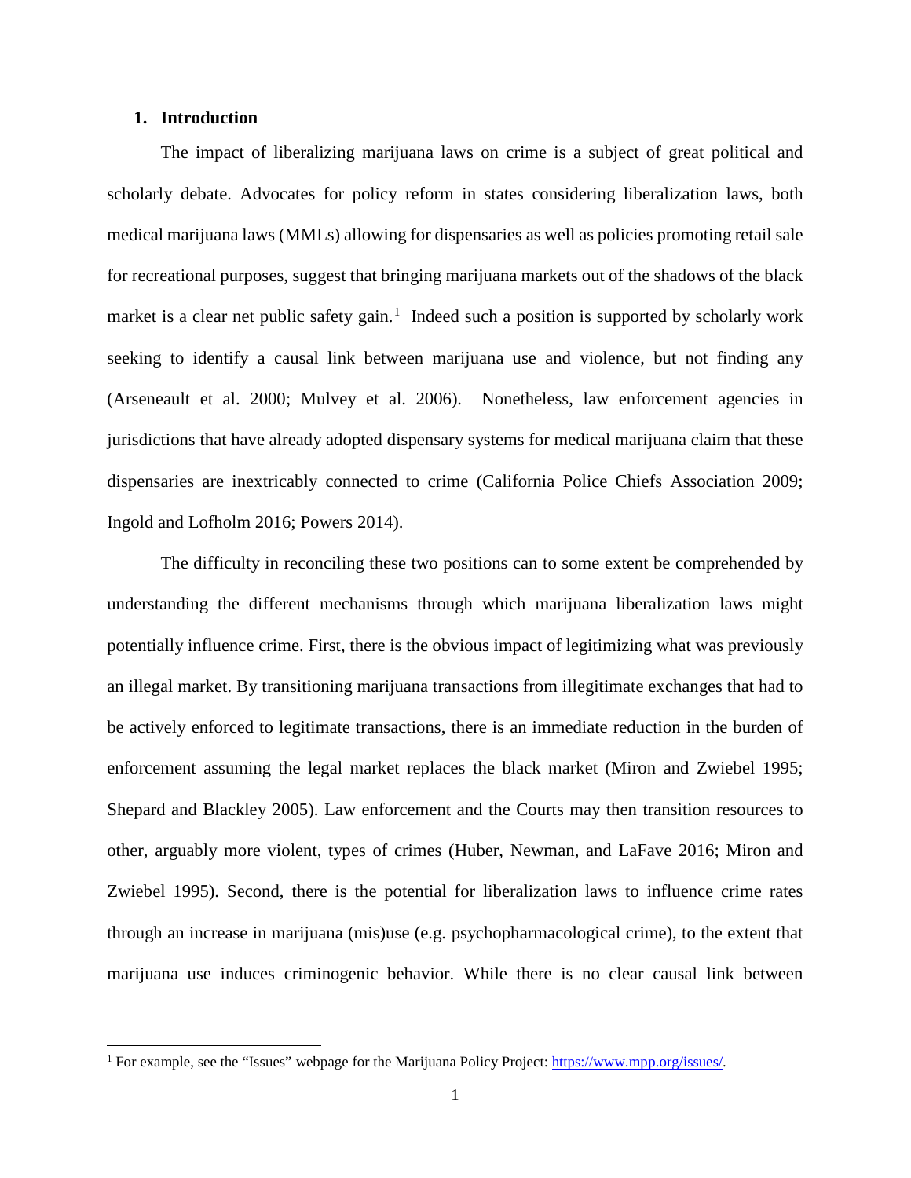## 1. Introduction

The impact of liberalizing marijuana laws on crime is a subject of great political and scholarly debate. Advocates for policy reform in states considering liberalization laws, both medical marijuana laws (MMLs) allowing for dispensaries as well as policies promoting retail sale for recreational purposes, suggest that bringing marijuana markets out of the shadows of the black market is a clear net public safety gain.[1] Indeed such a position is supported by scholarly work seeking to identify a causal link between marijuana use and violence, but not finding any (Arseneault et al. 2000; Mulvey et al. 2006). Nonetheless, law enforcement agencies in jurisdictions that have already adopted dispensary systems for medical marijuana claim that these dispensaries are inextricably connected to crime (California Police Chiefs Association 2009; Ingold and Lofholm 2016; Powers 2014).

The difficulty in reconciling these two positions can to some extent be comprehended by understanding the different mechanisms through which marijuana liberalization laws might potentially influence crime. First, there is the obvious impact of legitimizing what was previously an illegal market. By transitioning marijuana transactions from illegitimate exchanges that had to be actively enforced to legitimate transactions, there is an immediate reduction in the burden of enforcement assuming the legal market replaces the black market (Miron and Zwiebel 1995; Shepard and Blackley 2005). Law enforcement and the Courts may then transition resources to other, arguably more violent, types of crimes (Huber, Newman, and LaFave 2016; Miron and Zwiebel 1995). Second, there is the potential for liberalization laws to influence crime rates through an increase in marijuana (mis)use (e.g. psychopharmacological crime), to the extent that marijuana use induces criminogenic behavior. While there is no clear causal link between

[1] For example, see the "Issues" webpage for the Marijuana Policy Project: https://www.mpp.org/issues/.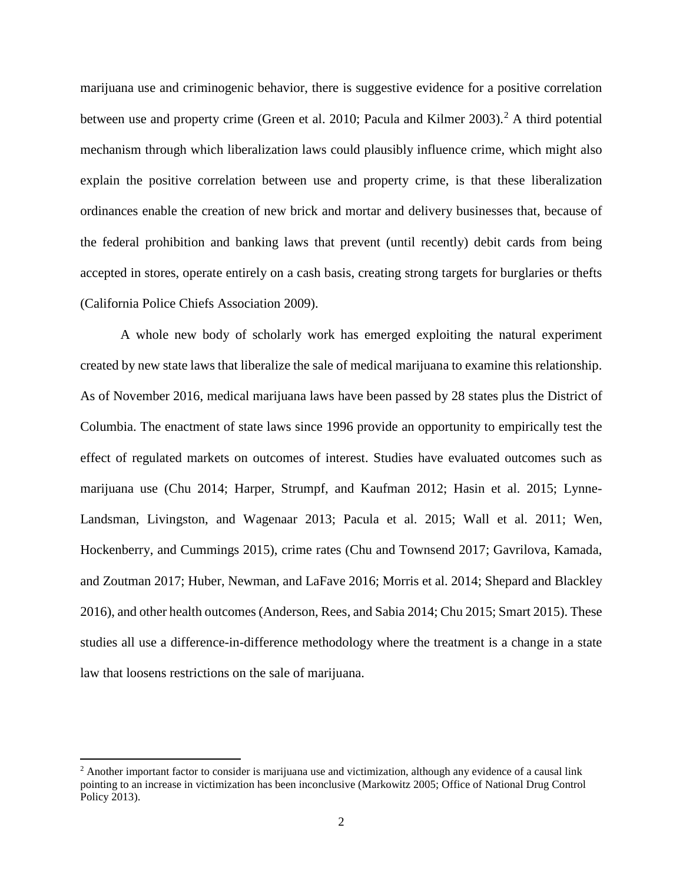marijuana use and criminogenic behavior, there is suggestive evidence for a positive correlation between use and property crime (Green et al. 2010; Pacula and Kilmer 2003).[2] A third potential mechanism through which liberalization laws could plausibly influence crime, which might also explain the positive correlation between use and property crime, is that these liberalization ordinances enable the creation of new brick and mortar and delivery businesses that, because of the federal prohibition and banking laws that prevent (until recently) debit cards from being accepted in stores, operate entirely on a cash basis, creating strong targets for burglaries or thefts (California Police Chiefs Association 2009).

A whole new body of scholarly work has emerged exploiting the natural experiment created by new state laws that liberalize the sale of medical marijuana to examine this relationship. As of November 2016, medical marijuana laws have been passed by 28 states plus the District of Columbia. The enactment of state laws since 1996 provide an opportunity to empirically test the effect of regulated markets on outcomes of interest. Studies have evaluated outcomes such as marijuana use (Chu 2014; Harper, Strumpf, and Kaufman 2012; Hasin et al. 2015; Lynne-Landsman, Livingston, and Wagenaar 2013; Pacula et al. 2015; Wall et al. 2011; Wen, Hockenberry, and Cummings 2015), crime rates (Chu and Townsend 2017; Gavrilova, Kamada, and Zoutman 2017; Huber, Newman, and LaFave 2016; Morris et al. 2014; Shepard and Blackley 2016), and other health outcomes (Anderson, Rees, and Sabia 2014; Chu 2015; Smart 2015). These studies all use a difference-in-difference methodology where the treatment is a change in a state law that loosens restrictions on the sale of marijuana.

[2] Another important factor to consider is marijuana use and victimization, although any evidence of a causal link pointing to an increase in victimization has been inconclusive (Markowitz 2005; Office of National Drug Control Policy 2013).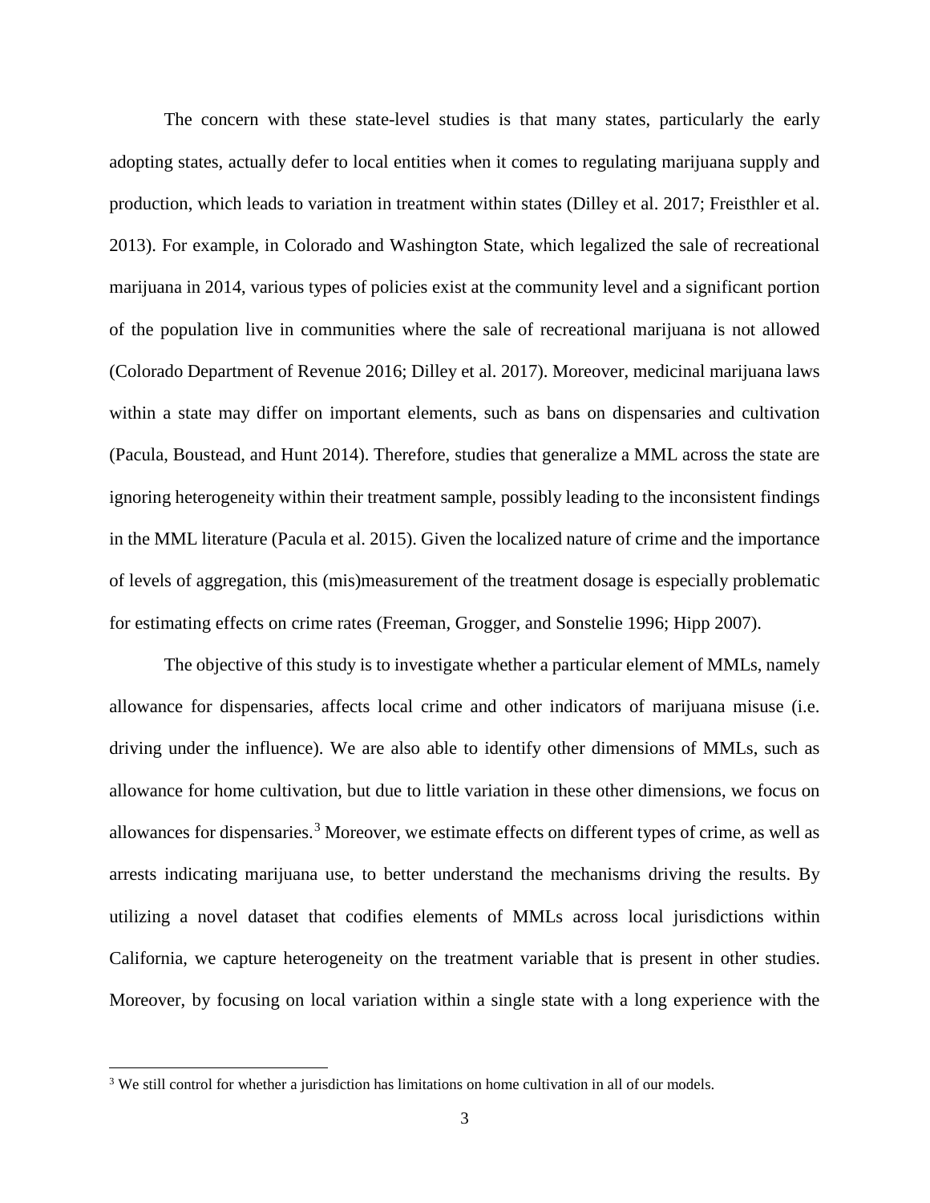The concern with these state-level studies is that many states, particularly the early adopting states, actually defer to local entities when it comes to regulating marijuana supply and production, which leads to variation in treatment within states (Dilley et al. 2017; Freisthler et al. 2013). For example, in Colorado and Washington State, which legalized the sale of recreational marijuana in 2014, various types of policies exist at the community level and a significant portion of the population live in communities where the sale of recreational marijuana is not allowed (Colorado Department of Revenue 2016; Dilley et al. 2017). Moreover, medicinal marijuana laws within a state may differ on important elements, such as bans on dispensaries and cultivation (Pacula, Boustead, and Hunt 2014). Therefore, studies that generalize a MML across the state are ignoring heterogeneity within their treatment sample, possibly leading to the inconsistent findings in the MML literature (Pacula et al. 2015). Given the localized nature of crime and the importance of levels of aggregation, this (mis)measurement of the treatment dosage is especially problematic for estimating effects on crime rates (Freeman, Grogger, and Sonstelie 1996; Hipp 2007).

The objective of this study is to investigate whether a particular element of MMLs, namely allowance for dispensaries, affects local crime and other indicators of marijuana misuse (i.e. driving under the influence). We are also able to identify other dimensions of MMLs, such as allowance for home cultivation, but due to little variation in these other dimensions, we focus on allowances for dispensaries.[3] Moreover, we estimate effects on different types of crime, as well as arrests indicating marijuana use, to better understand the mechanisms driving the results. By utilizing a novel dataset that codifies elements of MMLs across local jurisdictions within California, we capture heterogeneity on the treatment variable that is present in other studies. Moreover, by focusing on local variation within a single state with a long experience with the

[3] We still control for whether a jurisdiction has limitations on home cultivation in all of our models.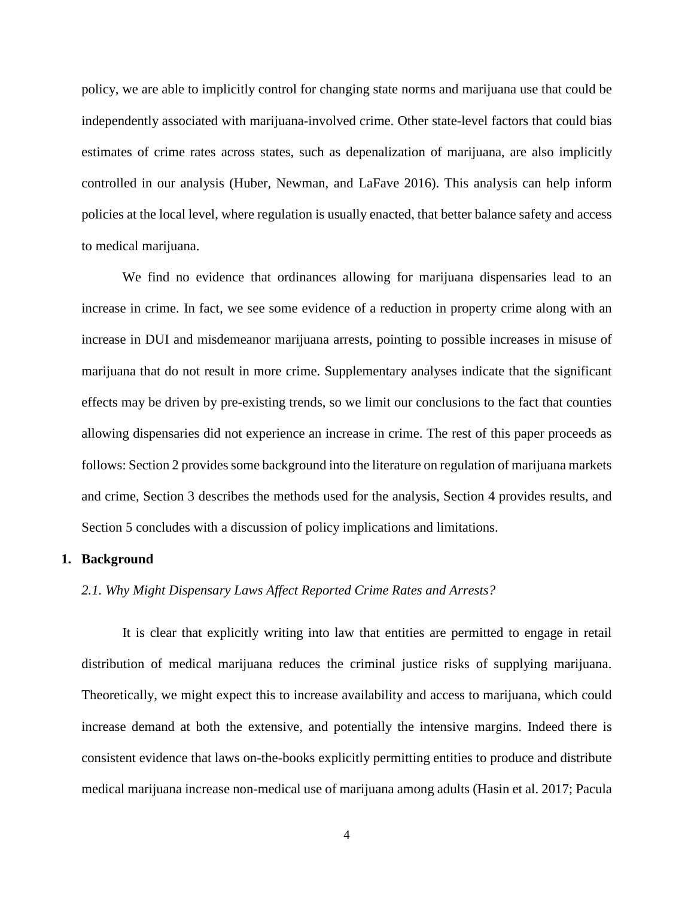policy, we are able to implicitly control for changing state norms and marijuana use that could be independently associated with marijuana-involved crime. Other state-level factors that could bias estimates of crime rates across states, such as depenalization of marijuana, are also implicitly controlled in our analysis (Huber, Newman, and LaFave 2016). This analysis can help inform policies at the local level, where regulation is usually enacted, that better balance safety and access to medical marijuana.

We find no evidence that ordinances allowing for marijuana dispensaries lead to an increase in crime. In fact, we see some evidence of a reduction in property crime along with an increase in DUI and misdemeanor marijuana arrests, pointing to possible increases in misuse of marijuana that do not result in more crime. Supplementary analyses indicate that the significant effects may be driven by pre-existing trends, so we limit our conclusions to the fact that counties allowing dispensaries did not experience an increase in crime. The rest of this paper proceeds as follows: Section 2 provides some background into the literature on regulation of marijuana markets and crime, Section 3 describes the methods used for the analysis, Section 4 provides results, and Section 5 concludes with a discussion of policy implications and limitations.

# 1. Background

### *2.1. Why Might Dispensary Laws Affect Reported Crime Rates and Arrests?*

It is clear that explicitly writing into law that entities are permitted to engage in retail distribution of medical marijuana reduces the criminal justice risks of supplying marijuana. Theoretically, we might expect this to increase availability and access to marijuana, which could increase demand at both the extensive, and potentially the intensive margins. Indeed there is consistent evidence that laws on-the-books explicitly permitting entities to produce and distribute medical marijuana increase non-medical use of marijuana among adults (Hasin et al. 2017; Pacula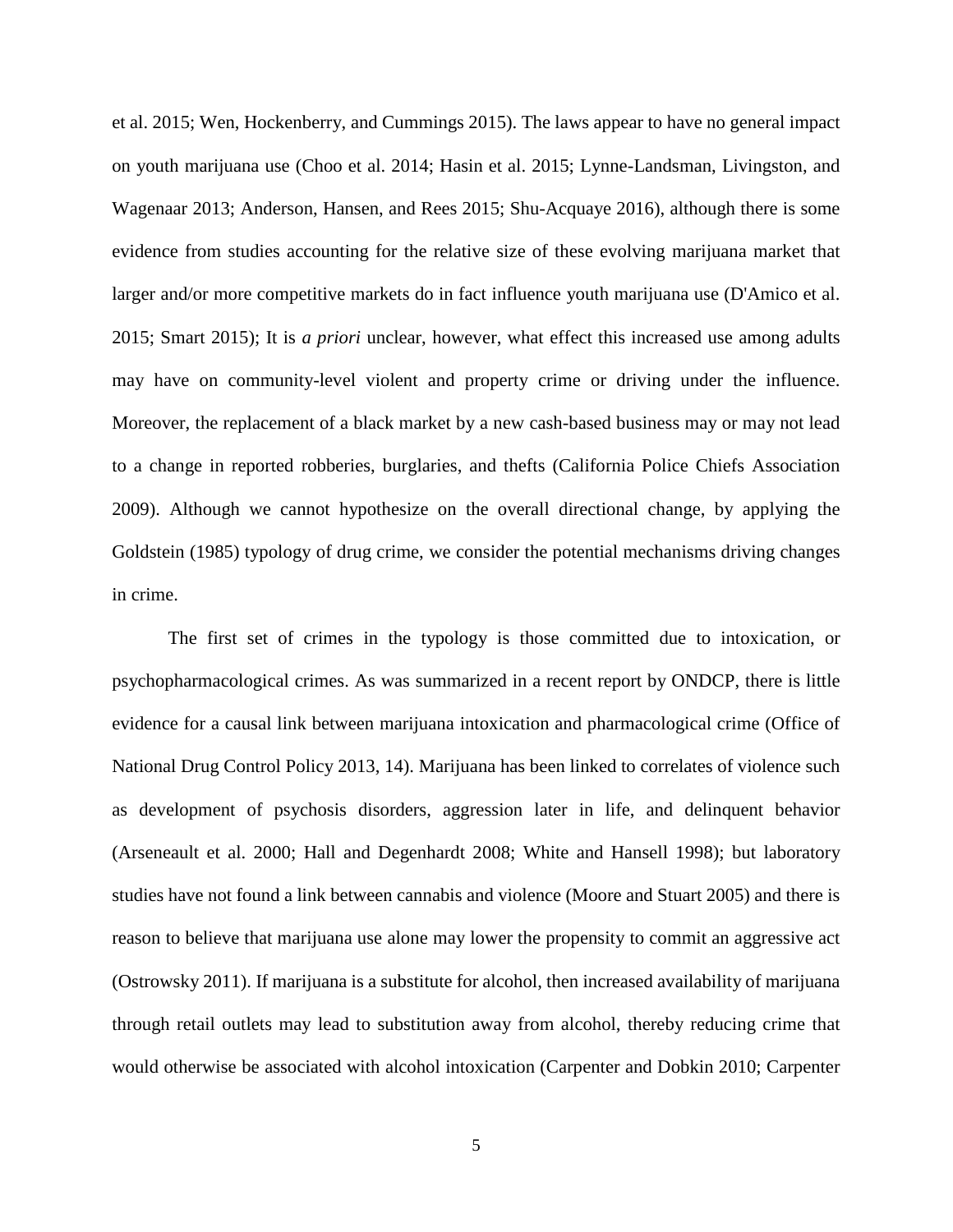et al. 2015; Wen, Hockenberry, and Cummings 2015). The laws appear to have no general impact on youth marijuana use (Choo et al. 2014; Hasin et al. 2015; Lynne-Landsman, Livingston, and Wagenaar 2013; Anderson, Hansen, and Rees 2015; Shu-Acquaye 2016), although there is some evidence from studies accounting for the relative size of these evolving marijuana market that larger and/or more competitive markets do in fact influence youth marijuana use (D'Amico et al. 2015; Smart 2015); It is *a priori* unclear, however, what effect this increased use among adults may have on community-level violent and property crime or driving under the influence. Moreover, the replacement of a black market by a new cash-based business may or may not lead to a change in reported robberies, burglaries, and thefts (California Police Chiefs Association 2009). Although we cannot hypothesize on the overall directional change, by applying the Goldstein (1985) typology of drug crime, we consider the potential mechanisms driving changes in crime.

The first set of crimes in the typology is those committed due to intoxication, or psychopharmacological crimes. As was summarized in a recent report by ONDCP, there is little evidence for a causal link between marijuana intoxication and pharmacological crime (Office of National Drug Control Policy 2013, 14). Marijuana has been linked to correlates of violence such as development of psychosis disorders, aggression later in life, and delinquent behavior (Arseneault et al. 2000; Hall and Degenhardt 2008; White and Hansell 1998); but laboratory studies have not found a link between cannabis and violence (Moore and Stuart 2005) and there is reason to believe that marijuana use alone may lower the propensity to commit an aggressive act (Ostrowsky 2011). If marijuana is a substitute for alcohol, then increased availability of marijuana through retail outlets may lead to substitution away from alcohol, thereby reducing crime that would otherwise be associated with alcohol intoxication (Carpenter and Dobkin 2010; Carpenter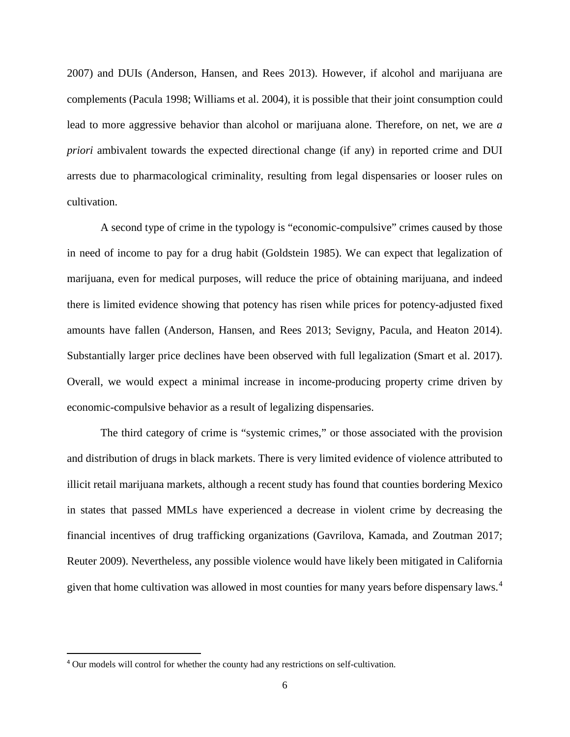2007) and DUIs (Anderson, Hansen, and Rees 2013). However, if alcohol and marijuana are complements (Pacula 1998; Williams et al. 2004), it is possible that their joint consumption could lead to more aggressive behavior than alcohol or marijuana alone. Therefore, on net, we are *a priori* ambivalent towards the expected directional change (if any) in reported crime and DUI arrests due to pharmacological criminality, resulting from legal dispensaries or looser rules on cultivation.

A second type of crime in the typology is "economic-compulsive" crimes caused by those in need of income to pay for a drug habit (Goldstein 1985). We can expect that legalization of marijuana, even for medical purposes, will reduce the price of obtaining marijuana, and indeed there is limited evidence showing that potency has risen while prices for potency-adjusted fixed amounts have fallen (Anderson, Hansen, and Rees 2013; Sevigny, Pacula, and Heaton 2014). Substantially larger price declines have been observed with full legalization (Smart et al. 2017). Overall, we would expect a minimal increase in income-producing property crime driven by economic-compulsive behavior as a result of legalizing dispensaries.

The third category of crime is "systemic crimes," or those associated with the provision and distribution of drugs in black markets. There is very limited evidence of violence attributed to illicit retail marijuana markets, although a recent study has found that counties bordering Mexico in states that passed MMLs have experienced a decrease in violent crime by decreasing the financial incentives of drug trafficking organizations (Gavrilova, Kamada, and Zoutman 2017; Reuter 2009). Nevertheless, any possible violence would have likely been mitigated in California given that home cultivation was allowed in most counties for many years before dispensary laws.[4]

[4] Our models will control for whether the county had any restrictions on self-cultivation.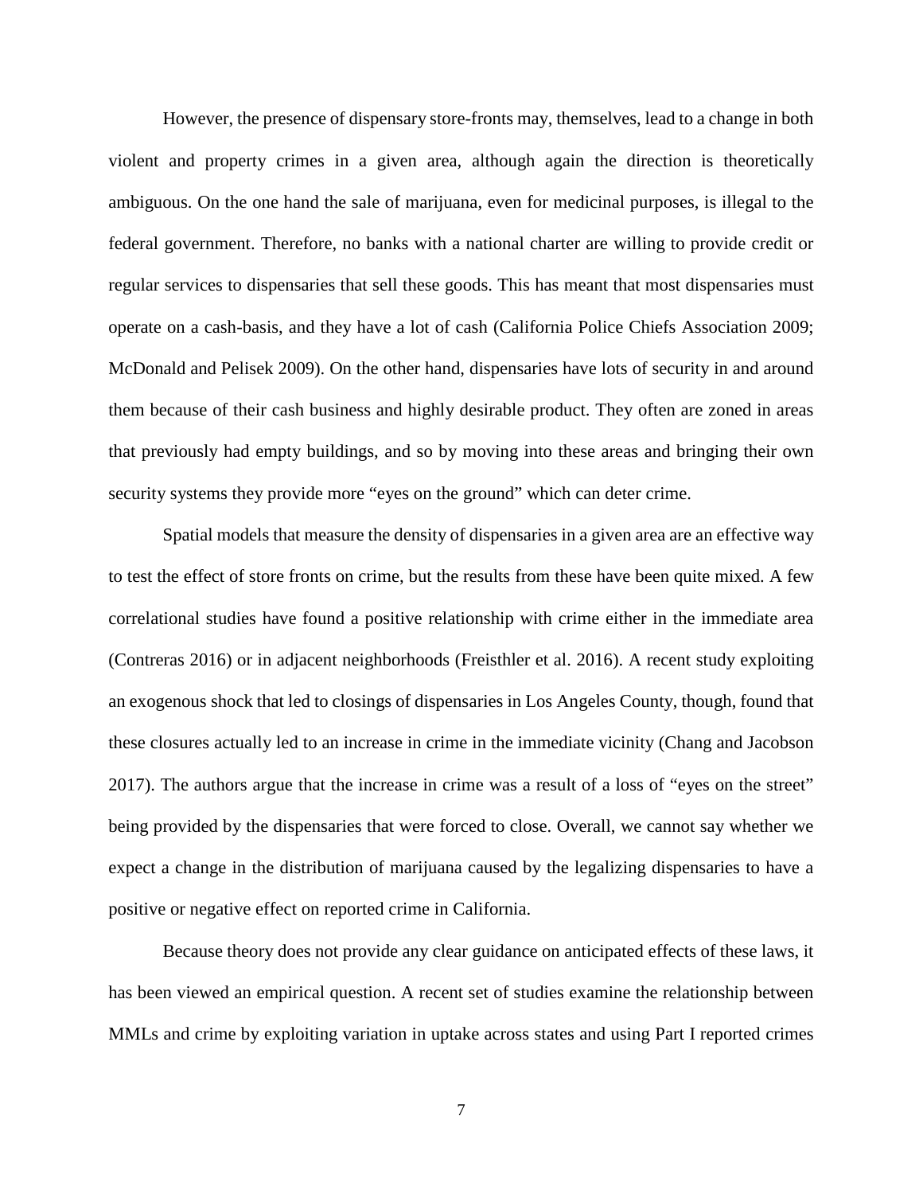However, the presence of dispensary store-fronts may, themselves, lead to a change in both violent and property crimes in a given area, although again the direction is theoretically ambiguous. On the one hand the sale of marijuana, even for medicinal purposes, is illegal to the federal government. Therefore, no banks with a national charter are willing to provide credit or regular services to dispensaries that sell these goods. This has meant that most dispensaries must operate on a cash-basis, and they have a lot of cash (California Police Chiefs Association 2009; McDonald and Pelisek 2009). On the other hand, dispensaries have lots of security in and around them because of their cash business and highly desirable product. They often are zoned in areas that previously had empty buildings, and so by moving into these areas and bringing their own security systems they provide more "eyes on the ground" which can deter crime.

Spatial models that measure the density of dispensaries in a given area are an effective way to test the effect of store fronts on crime, but the results from these have been quite mixed. A few correlational studies have found a positive relationship with crime either in the immediate area (Contreras 2016) or in adjacent neighborhoods (Freisthler et al. 2016). A recent study exploiting an exogenous shock that led to closings of dispensaries in Los Angeles County, though, found that these closures actually led to an increase in crime in the immediate vicinity (Chang and Jacobson 2017). The authors argue that the increase in crime was a result of a loss of "eyes on the street" being provided by the dispensaries that were forced to close. Overall, we cannot say whether we expect a change in the distribution of marijuana caused by the legalizing dispensaries to have a positive or negative effect on reported crime in California.

Because theory does not provide any clear guidance on anticipated effects of these laws, it has been viewed an empirical question. A recent set of studies examine the relationship between MMLs and crime by exploiting variation in uptake across states and using Part I reported crimes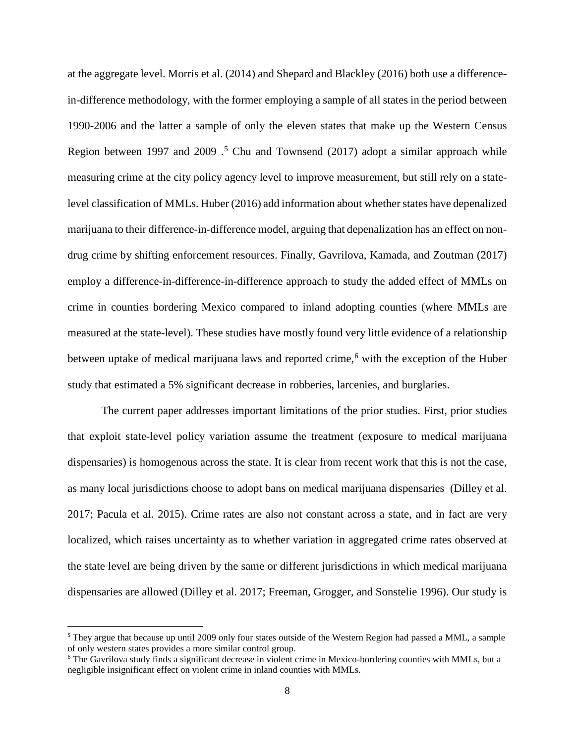at the aggregate level. Morris et al. (2014) and Shepard and Blackley (2016) both use a difference-in-difference methodology, with the former employing a sample of all states in the period between 1990-2006 and the latter a sample of only the eleven states that make up the Western Census Region between 1997 and 2009 .[5] Chu and Townsend (2017) adopt a similar approach while measuring crime at the city policy agency level to improve measurement, but still rely on a state-level classification of MMLs. Huber (2016) add information about whether states have depenalized marijuana to their difference-in-difference model, arguing that depenalization has an effect on non-drug crime by shifting enforcement resources. Finally, Gavrilova, Kamada, and Zoutman (2017) employ a difference-in-difference-in-difference approach to study the added effect of MMLs on crime in counties bordering Mexico compared to inland adopting counties (where MMLs are measured at the state-level). These studies have mostly found very little evidence of a relationship between uptake of medical marijuana laws and reported crime,[6] with the exception of the Huber study that estimated a 5% significant decrease in robberies, larcenies, and burglaries.

The current paper addresses important limitations of the prior studies. First, prior studies that exploit state-level policy variation assume the treatment (exposure to medical marijuana dispensaries) is homogenous across the state. It is clear from recent work that this is not the case, as many local jurisdictions choose to adopt bans on medical marijuana dispensaries (Dilley et al. 2017; Pacula et al. 2015). Crime rates are also not constant across a state, and in fact are very localized, which raises uncertainty as to whether variation in aggregated crime rates observed at the state level are being driven by the same or different jurisdictions in which medical marijuana dispensaries are allowed (Dilley et al. 2017; Freeman, Grogger, and Sonstelie 1996). Our study is

[5] They argue that because up until 2009 only four states outside of the Western Region had passed a MML, a sample of only western states provides a more similar control group.

[6] The Gavrilova study finds a significant decrease in violent crime in Mexico-bordering counties with MMLs, but a negligible insignificant effect on violent crime in inland counties with MMLs.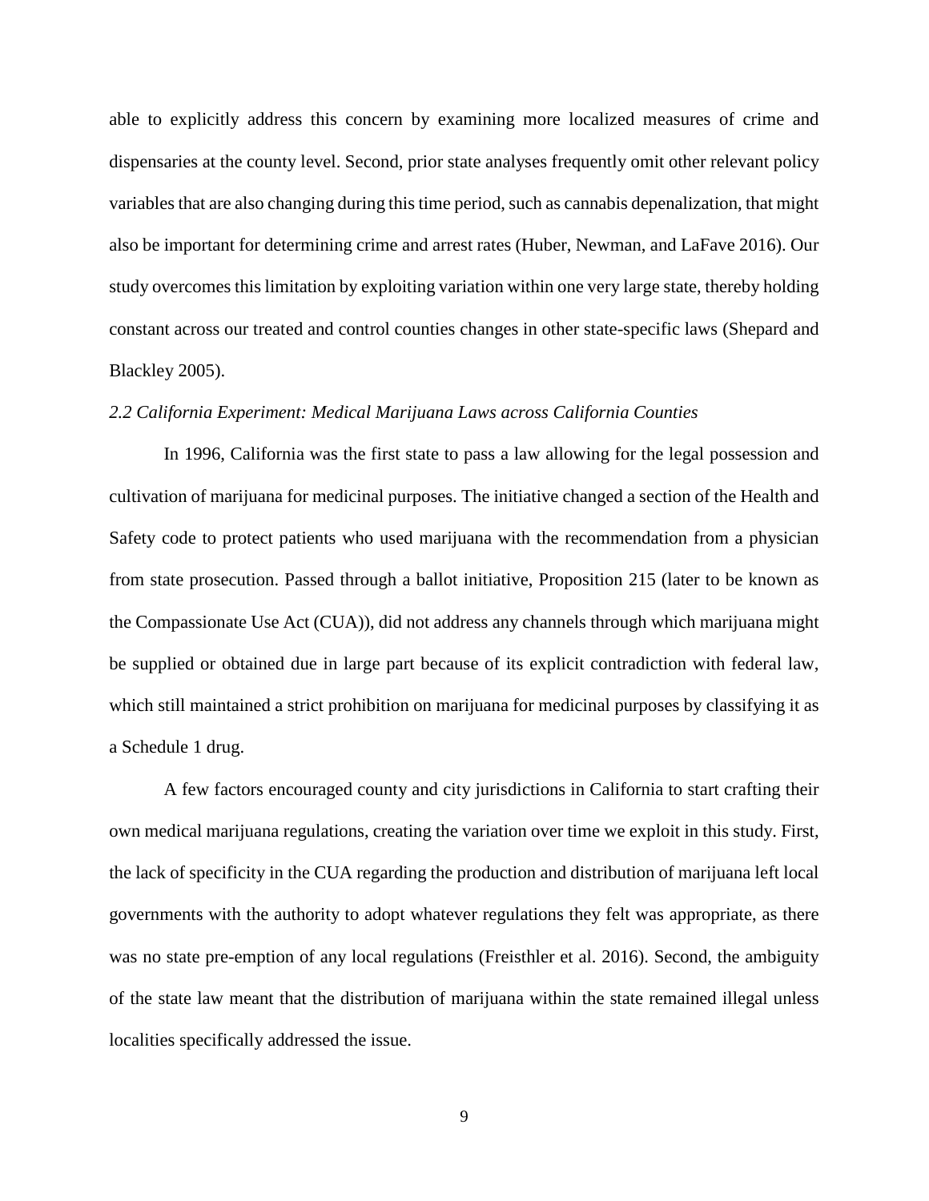able to explicitly address this concern by examining more localized measures of crime and dispensaries at the county level. Second, prior state analyses frequently omit other relevant policy variables that are also changing during this time period, such as cannabis depenalization, that might also be important for determining crime and arrest rates (Huber, Newman, and LaFave 2016). Our study overcomes this limitation by exploiting variation within one very large state, thereby holding constant across our treated and control counties changes in other state-specific laws (Shepard and Blackley 2005).

### *2.2 California Experiment: Medical Marijuana Laws across California Counties*

In 1996, California was the first state to pass a law allowing for the legal possession and cultivation of marijuana for medicinal purposes. The initiative changed a section of the Health and Safety code to protect patients who used marijuana with the recommendation from a physician from state prosecution. Passed through a ballot initiative, Proposition 215 (later to be known as the Compassionate Use Act (CUA)), did not address any channels through which marijuana might be supplied or obtained due in large part because of its explicit contradiction with federal law, which still maintained a strict prohibition on marijuana for medicinal purposes by classifying it as a Schedule 1 drug.

A few factors encouraged county and city jurisdictions in California to start crafting their own medical marijuana regulations, creating the variation over time we exploit in this study. First, the lack of specificity in the CUA regarding the production and distribution of marijuana left local governments with the authority to adopt whatever regulations they felt was appropriate, as there was no state pre-emption of any local regulations (Freisthler et al. 2016). Second, the ambiguity of the state law meant that the distribution of marijuana within the state remained illegal unless localities specifically addressed the issue.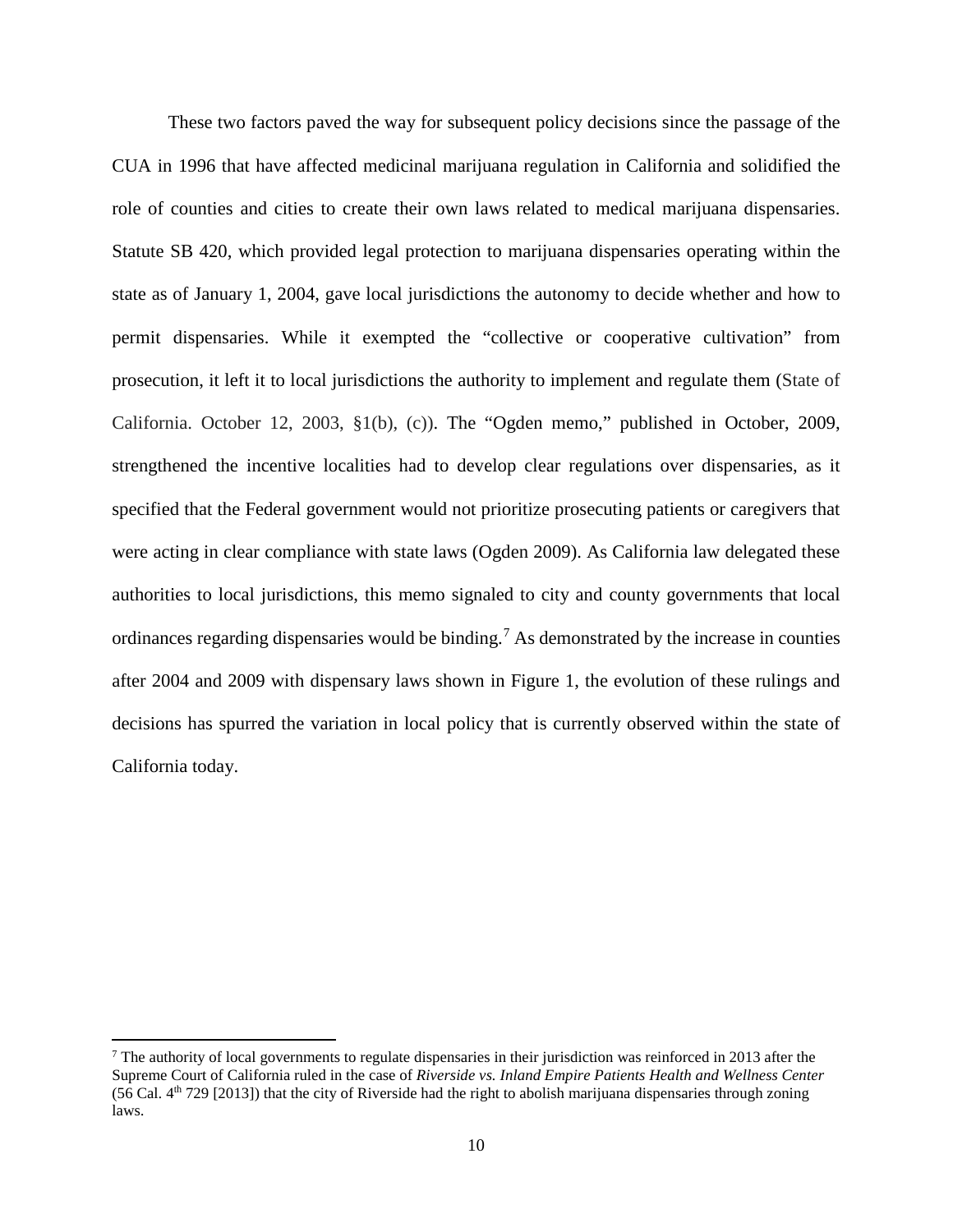These two factors paved the way for subsequent policy decisions since the passage of the CUA in 1996 that have affected medicinal marijuana regulation in California and solidified the role of counties and cities to create their own laws related to medical marijuana dispensaries. Statute SB 420, which provided legal protection to marijuana dispensaries operating within the state as of January 1, 2004, gave local jurisdictions the autonomy to decide whether and how to permit dispensaries. While it exempted the "collective or cooperative cultivation" from prosecution, it left it to local jurisdictions the authority to implement and regulate them (State of California. October 12, 2003, §1(b), (c)). The "Ogden memo," published in October, 2009, strengthened the incentive localities had to develop clear regulations over dispensaries, as it specified that the Federal government would not prioritize prosecuting patients or caregivers that were acting in clear compliance with state laws (Ogden 2009). As California law delegated these authorities to local jurisdictions, this memo signaled to city and county governments that local ordinances regarding dispensaries would be binding.[7] As demonstrated by the increase in counties after 2004 and 2009 with dispensary laws shown in Figure 1, the evolution of these rulings and decisions has spurred the variation in local policy that is currently observed within the state of California today.

---

[7] The authority of local governments to regulate dispensaries in their jurisdiction was reinforced in 2013 after the Supreme Court of California ruled in the case of *Riverside vs. Inland Empire Patients Health and Wellness Center* (56 Cal. 4th 729 [2013]) that the city of Riverside had the right to abolish marijuana dispensaries through zoning laws.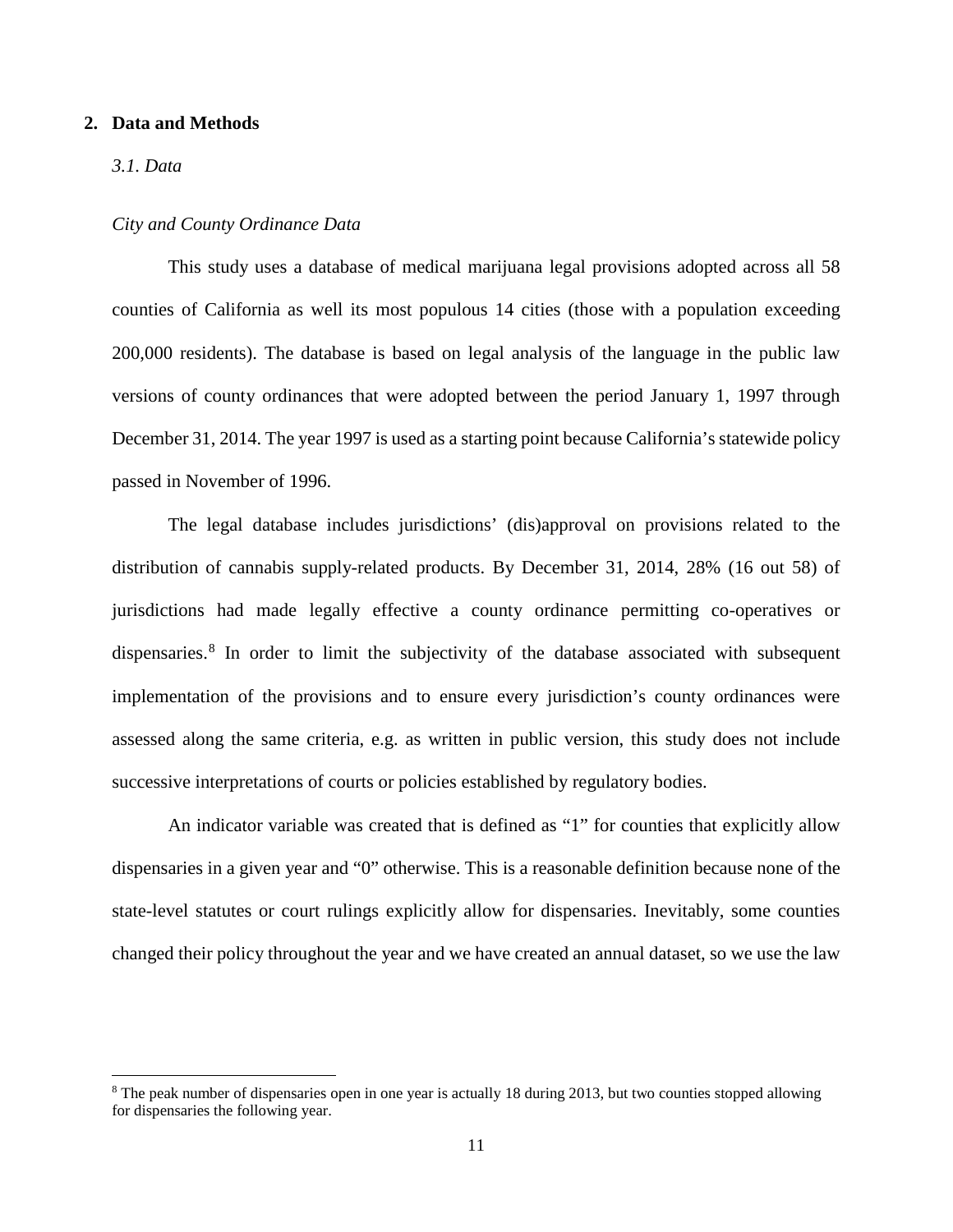## 2. Data and Methods

### *3.1. Data*

*City and County Ordinance Data*

This study uses a database of medical marijuana legal provisions adopted across all 58 counties of California as well its most populous 14 cities (those with a population exceeding 200,000 residents). The database is based on legal analysis of the language in the public law versions of county ordinances that were adopted between the period January 1, 1997 through December 31, 2014. The year 1997 is used as a starting point because California's statewide policy passed in November of 1996.

The legal database includes jurisdictions' (dis)approval on provisions related to the distribution of cannabis supply-related products. By December 31, 2014, 28% (16 out 58) of jurisdictions had made legally effective a county ordinance permitting co-operatives or dispensaries.[8] In order to limit the subjectivity of the database associated with subsequent implementation of the provisions and to ensure every jurisdiction's county ordinances were assessed along the same criteria, e.g. as written in public version, this study does not include successive interpretations of courts or policies established by regulatory bodies.

An indicator variable was created that is defined as "1" for counties that explicitly allow dispensaries in a given year and "0" otherwise. This is a reasonable definition because none of the state-level statutes or court rulings explicitly allow for dispensaries. Inevitably, some counties changed their policy throughout the year and we have created an annual dataset, so we use the law

[8] The peak number of dispensaries open in one year is actually 18 during 2013, but two counties stopped allowing for dispensaries the following year.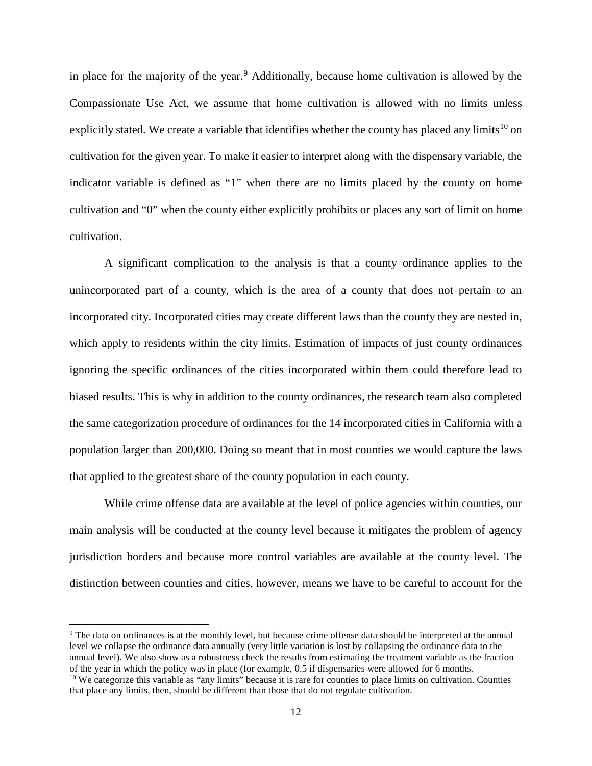in place for the majority of the year.[9] Additionally, because home cultivation is allowed by the Compassionate Use Act, we assume that home cultivation is allowed with no limits unless explicitly stated. We create a variable that identifies whether the county has placed any limits[10] on cultivation for the given year. To make it easier to interpret along with the dispensary variable, the indicator variable is defined as "1" when there are no limits placed by the county on home cultivation and "0" when the county either explicitly prohibits or places any sort of limit on home cultivation.

A significant complication to the analysis is that a county ordinance applies to the unincorporated part of a county, which is the area of a county that does not pertain to an incorporated city. Incorporated cities may create different laws than the county they are nested in, which apply to residents within the city limits. Estimation of impacts of just county ordinances ignoring the specific ordinances of the cities incorporated within them could therefore lead to biased results. This is why in addition to the county ordinances, the research team also completed the same categorization procedure of ordinances for the 14 incorporated cities in California with a population larger than 200,000. Doing so meant that in most counties we would capture the laws that applied to the greatest share of the county population in each county.

While crime offense data are available at the level of police agencies within counties, our main analysis will be conducted at the county level because it mitigates the problem of agency jurisdiction borders and because more control variables are available at the county level. The distinction between counties and cities, however, means we have to be careful to account for the

[9] The data on ordinances is at the monthly level, but because crime offense data should be interpreted at the annual level we collapse the ordinance data annually (very little variation is lost by collapsing the ordinance data to the annual level). We also show as a robustness check the results from estimating the treatment variable as the fraction of the year in which the policy was in place (for example, 0.5 if dispensaries were allowed for 6 months.

[10] We categorize this variable as "any limits" because it is rare for counties to place limits on cultivation. Counties that place any limits, then, should be different than those that do not regulate cultivation.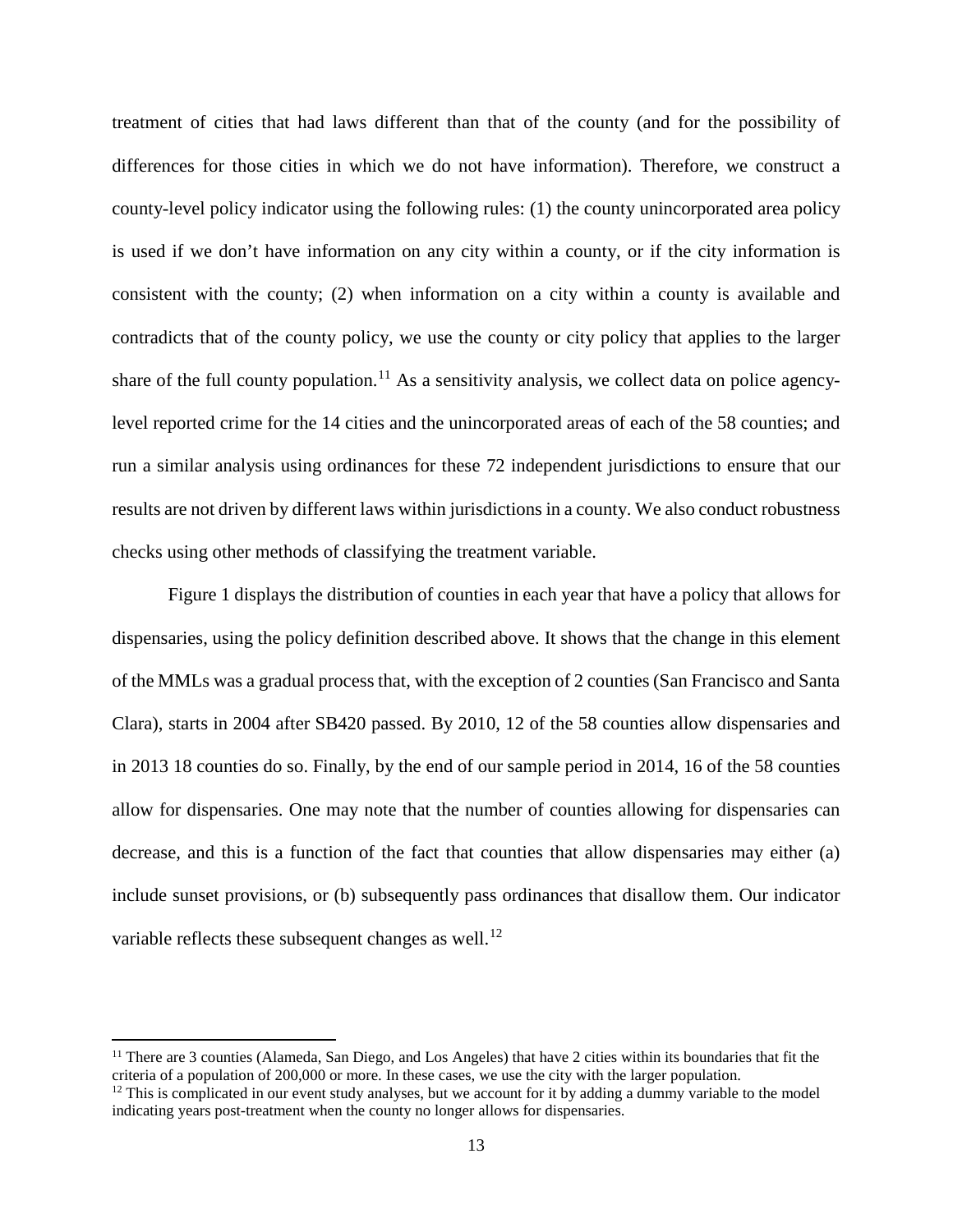treatment of cities that had laws different than that of the county (and for the possibility of differences for those cities in which we do not have information). Therefore, we construct a county-level policy indicator using the following rules: (1) the county unincorporated area policy is used if we don't have information on any city within a county, or if the city information is consistent with the county; (2) when information on a city within a county is available and contradicts that of the county policy, we use the county or city policy that applies to the larger share of the full county population.[11] As a sensitivity analysis, we collect data on police agency-level reported crime for the 14 cities and the unincorporated areas of each of the 58 counties; and run a similar analysis using ordinances for these 72 independent jurisdictions to ensure that our results are not driven by different laws within jurisdictions in a county. We also conduct robustness checks using other methods of classifying the treatment variable.

Figure 1 displays the distribution of counties in each year that have a policy that allows for dispensaries, using the policy definition described above. It shows that the change in this element of the MMLs was a gradual process that, with the exception of 2 counties (San Francisco and Santa Clara), starts in 2004 after SB420 passed. By 2010, 12 of the 58 counties allow dispensaries and in 2013 18 counties do so. Finally, by the end of our sample period in 2014, 16 of the 58 counties allow for dispensaries. One may note that the number of counties allowing for dispensaries can decrease, and this is a function of the fact that counties that allow dispensaries may either (a) include sunset provisions, or (b) subsequently pass ordinances that disallow them. Our indicator variable reflects these subsequent changes as well.[12]

[11] There are 3 counties (Alameda, San Diego, and Los Angeles) that have 2 cities within its boundaries that fit the criteria of a population of 200,000 or more. In these cases, we use the city with the larger population.

[12] This is complicated in our event study analyses, but we account for it by adding a dummy variable to the model indicating years post-treatment when the county no longer allows for dispensaries.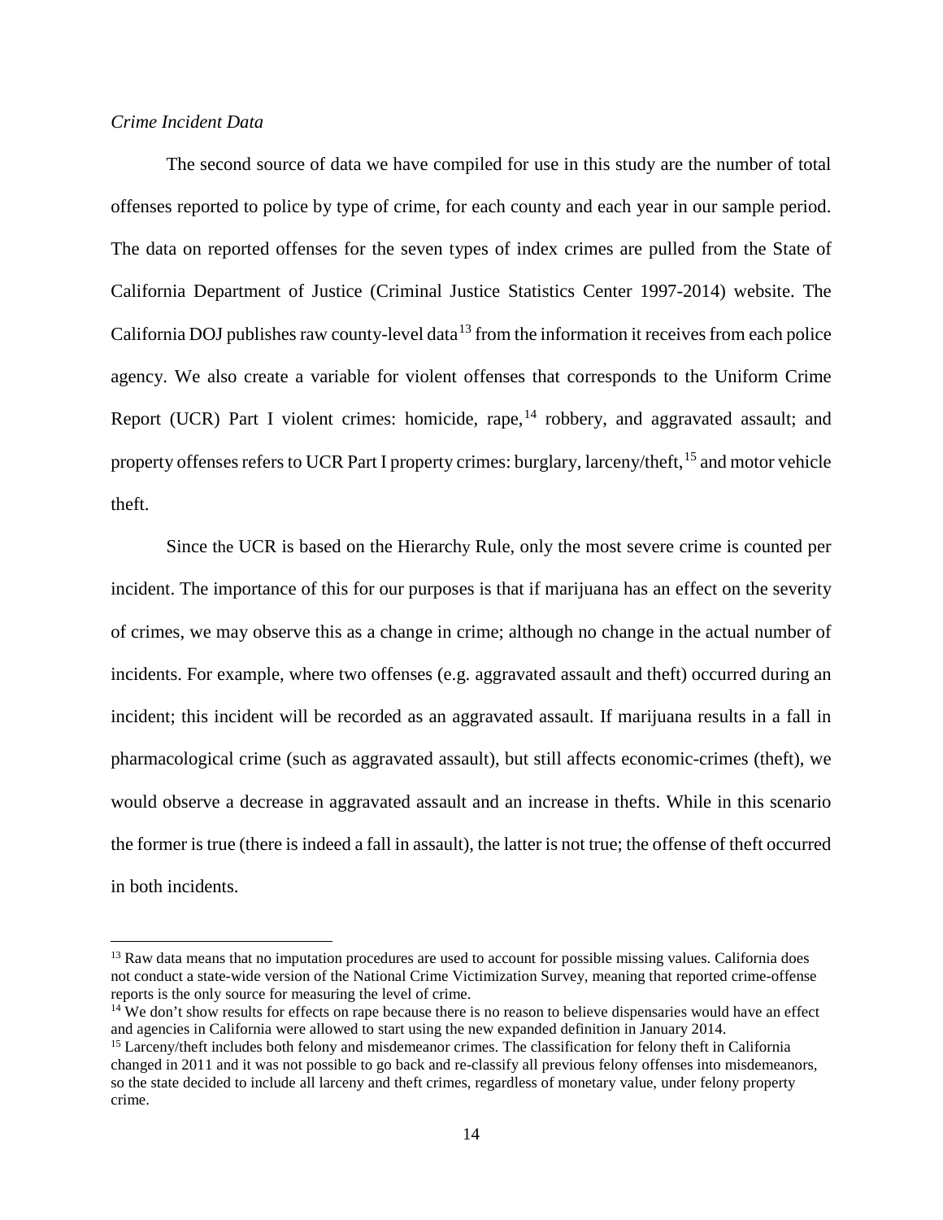*Crime Incident Data*

The second source of data we have compiled for use in this study are the number of total offenses reported to police by type of crime, for each county and each year in our sample period. The data on reported offenses for the seven types of index crimes are pulled from the State of California Department of Justice (Criminal Justice Statistics Center 1997-2014) website. The California DOJ publishes raw county-level data[13] from the information it receives from each police agency. We also create a variable for violent offenses that corresponds to the Uniform Crime Report (UCR) Part I violent crimes: homicide, rape,[14] robbery, and aggravated assault; and property offenses refers to UCR Part I property crimes: burglary, larceny/theft,[15] and motor vehicle theft.

Since the UCR is based on the Hierarchy Rule, only the most severe crime is counted per incident. The importance of this for our purposes is that if marijuana has an effect on the severity of crimes, we may observe this as a change in crime; although no change in the actual number of incidents. For example, where two offenses (e.g. aggravated assault and theft) occurred during an incident; this incident will be recorded as an aggravated assault. If marijuana results in a fall in pharmacological crime (such as aggravated assault), but still affects economic-crimes (theft), we would observe a decrease in aggravated assault and an increase in thefts. While in this scenario the former is true (there is indeed a fall in assault), the latter is not true; the offense of theft occurred in both incidents.

[13] Raw data means that no imputation procedures are used to account for possible missing values. California does not conduct a state-wide version of the National Crime Victimization Survey, meaning that reported crime-offense reports is the only source for measuring the level of crime.

[14] We don't show results for effects on rape because there is no reason to believe dispensaries would have an effect and agencies in California were allowed to start using the new expanded definition in January 2014.

[15] Larceny/theft includes both felony and misdemeanor crimes. The classification for felony theft in California changed in 2011 and it was not possible to go back and re-classify all previous felony offenses into misdemeanors, so the state decided to include all larceny and theft crimes, regardless of monetary value, under felony property crime.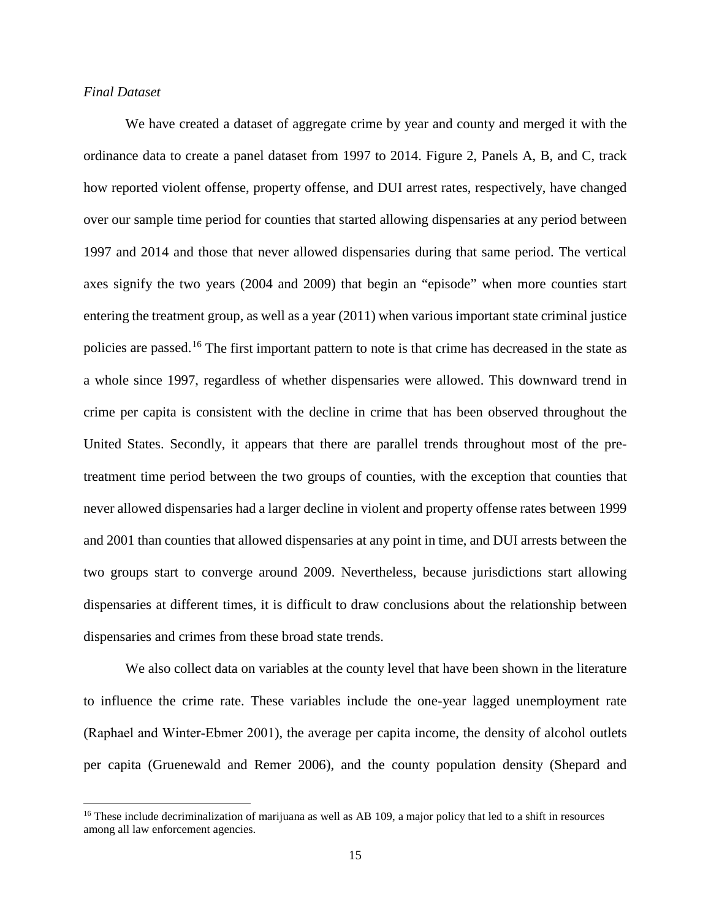*Final Dataset*

We have created a dataset of aggregate crime by year and county and merged it with the ordinance data to create a panel dataset from 1997 to 2014. Figure 2, Panels A, B, and C, track how reported violent offense, property offense, and DUI arrest rates, respectively, have changed over our sample time period for counties that started allowing dispensaries at any period between 1997 and 2014 and those that never allowed dispensaries during that same period. The vertical axes signify the two years (2004 and 2009) that begin an "episode" when more counties start entering the treatment group, as well as a year (2011) when various important state criminal justice policies are passed.[16] The first important pattern to note is that crime has decreased in the state as a whole since 1997, regardless of whether dispensaries were allowed. This downward trend in crime per capita is consistent with the decline in crime that has been observed throughout the United States. Secondly, it appears that there are parallel trends throughout most of the pre-treatment time period between the two groups of counties, with the exception that counties that never allowed dispensaries had a larger decline in violent and property offense rates between 1999 and 2001 than counties that allowed dispensaries at any point in time, and DUI arrests between the two groups start to converge around 2009. Nevertheless, because jurisdictions start allowing dispensaries at different times, it is difficult to draw conclusions about the relationship between dispensaries and crimes from these broad state trends.

We also collect data on variables at the county level that have been shown in the literature to influence the crime rate. These variables include the one-year lagged unemployment rate (Raphael and Winter-Ebmer 2001), the average per capita income, the density of alcohol outlets per capita (Gruenewald and Remer 2006), and the county population density (Shepard and

[16] These include decriminalization of marijuana as well as AB 109, a major policy that led to a shift in resources among all law enforcement agencies.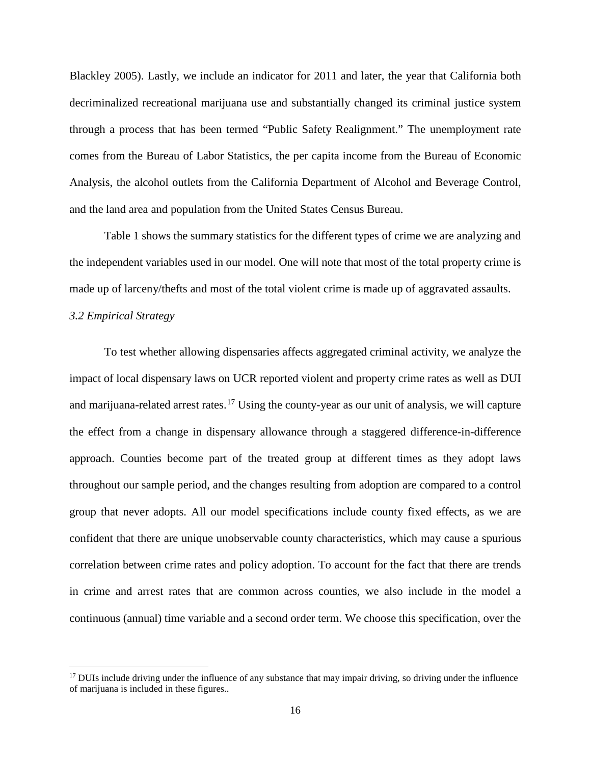Blackley 2005). Lastly, we include an indicator for 2011 and later, the year that California both decriminalized recreational marijuana use and substantially changed its criminal justice system through a process that has been termed "Public Safety Realignment." The unemployment rate comes from the Bureau of Labor Statistics, the per capita income from the Bureau of Economic Analysis, the alcohol outlets from the California Department of Alcohol and Beverage Control, and the land area and population from the United States Census Bureau.

Table 1 shows the summary statistics for the different types of crime we are analyzing and the independent variables used in our model. One will note that most of the total property crime is made up of larceny/thefts and most of the total violent crime is made up of aggravated assaults.

*3.2 Empirical Strategy*

To test whether allowing dispensaries affects aggregated criminal activity, we analyze the impact of local dispensary laws on UCR reported violent and property crime rates as well as DUI and marijuana-related arrest rates.[17] Using the county-year as our unit of analysis, we will capture the effect from a change in dispensary allowance through a staggered difference-in-difference approach. Counties become part of the treated group at different times as they adopt laws throughout our sample period, and the changes resulting from adoption are compared to a control group that never adopts. All our model specifications include county fixed effects, as we are confident that there are unique unobservable county characteristics, which may cause a spurious correlation between crime rates and policy adoption. To account for the fact that there are trends in crime and arrest rates that are common across counties, we also include in the model a continuous (annual) time variable and a second order term. We choose this specification, over the

[17] DUIs include driving under the influence of any substance that may impair driving, so driving under the influence of marijuana is included in these figures..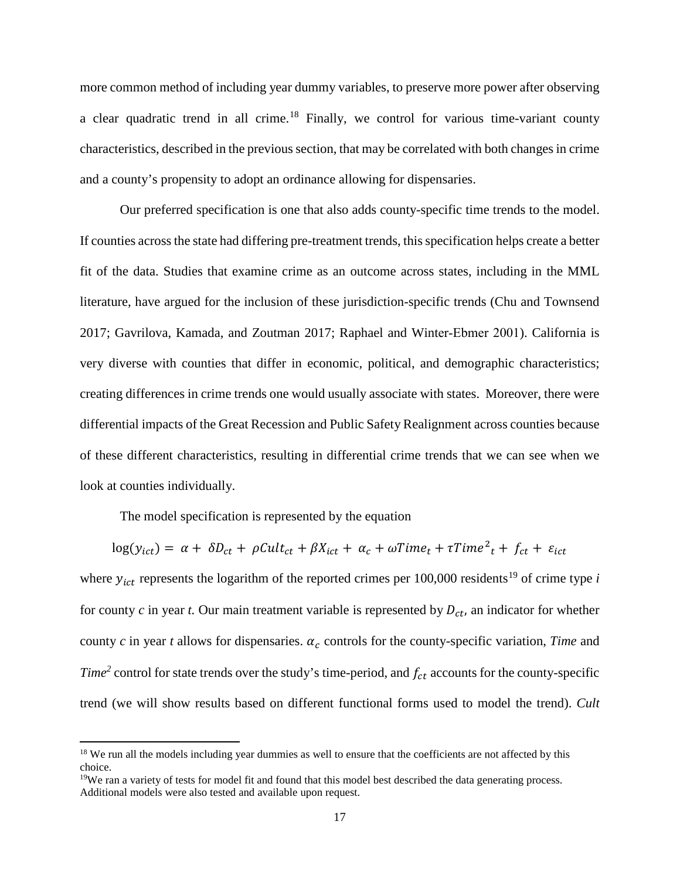more common method of including year dummy variables, to preserve more power after observing a clear quadratic trend in all crime.[18] Finally, we control for various time-variant county characteristics, described in the previous section, that may be correlated with both changes in crime and a county's propensity to adopt an ordinance allowing for dispensaries.

Our preferred specification is one that also adds county-specific time trends to the model. If counties across the state had differing pre-treatment trends, this specification helps create a better fit of the data. Studies that examine crime as an outcome across states, including in the MML literature, have argued for the inclusion of these jurisdiction-specific trends (Chu and Townsend 2017; Gavrilova, Kamada, and Zoutman 2017; Raphael and Winter-Ebmer 2001). California is very diverse with counties that differ in economic, political, and demographic characteristics; creating differences in crime trends one would usually associate with states. Moreover, there were differential impacts of the Great Recession and Public Safety Realignment across counties because of these different characteristics, resulting in differential crime trends that we can see when we look at counties individually.

The model specification is represented by the equation

$$\log(y_{ict}) = \alpha + \delta D_{ct} + \rho Cult_{ct} + \beta X_{ict} + \alpha_c + \omega Time_t + \tau Time^2{}_t + f_{ct} + \varepsilon_{ict}$$

where $y_{ict}$ represents the logarithm of the reported crimes per 100,000 residents[19] of crime type *i* for county *c* in year *t.* Our main treatment variable is represented by $D_{ct}$, an indicator for whether county *c* in year *t* allows for dispensaries. $\alpha_c$ controls for the county-specific variation, *Time* and *Time*$^2$ control for state trends over the study's time-period, and $f_{ct}$ accounts for the county-specific trend (we will show results based on different functional forms used to model the trend). *Cult*

---

[18] We run all the models including year dummies as well to ensure that the coefficients are not affected by this choice.

[19] We ran a variety of tests for model fit and found that this model best described the data generating process. Additional models were also tested and available upon request.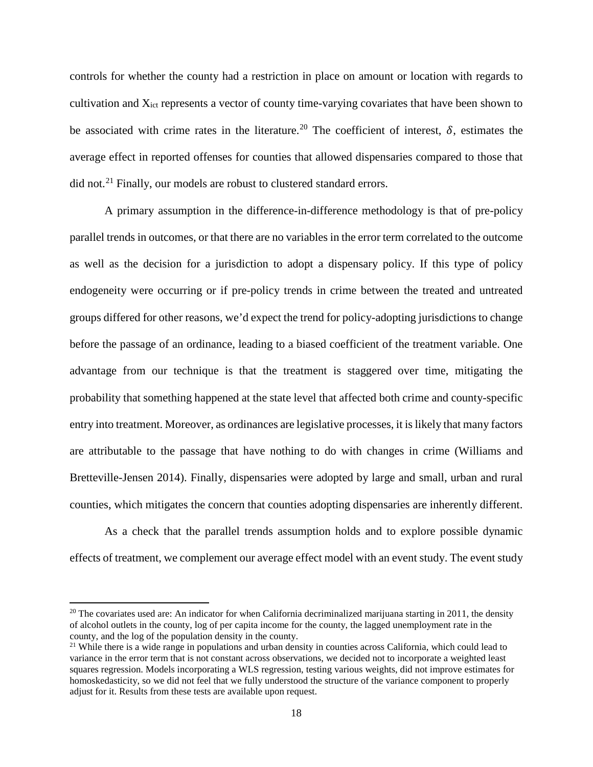controls for whether the county had a restriction in place on amount or location with regards to cultivation and $X_{ict}$ represents a vector of county time-varying covariates that have been shown to be associated with crime rates in the literature.[20] The coefficient of interest, $\delta$, estimates the average effect in reported offenses for counties that allowed dispensaries compared to those that did not.[21] Finally, our models are robust to clustered standard errors.

A primary assumption in the difference-in-difference methodology is that of pre-policy parallel trends in outcomes, or that there are no variables in the error term correlated to the outcome as well as the decision for a jurisdiction to adopt a dispensary policy. If this type of policy endogeneity were occurring or if pre-policy trends in crime between the treated and untreated groups differed for other reasons, we'd expect the trend for policy-adopting jurisdictions to change before the passage of an ordinance, leading to a biased coefficient of the treatment variable. One advantage from our technique is that the treatment is staggered over time, mitigating the probability that something happened at the state level that affected both crime and county-specific entry into treatment. Moreover, as ordinances are legislative processes, it is likely that many factors are attributable to the passage that have nothing to do with changes in crime (Williams and Bretteville-Jensen 2014). Finally, dispensaries were adopted by large and small, urban and rural counties, which mitigates the concern that counties adopting dispensaries are inherently different.

As a check that the parallel trends assumption holds and to explore possible dynamic effects of treatment, we complement our average effect model with an event study. The event study

---

[20] The covariates used are: An indicator for when California decriminalized marijuana starting in 2011, the density of alcohol outlets in the county, log of per capita income for the county, the lagged unemployment rate in the county, and the log of the population density in the county.

[21] While there is a wide range in populations and urban density in counties across California, which could lead to variance in the error term that is not constant across observations, we decided not to incorporate a weighted least squares regression. Models incorporating a WLS regression, testing various weights, did not improve estimates for homoskedasticity, so we did not feel that we fully understood the structure of the variance component to properly adjust for it. Results from these tests are available upon request.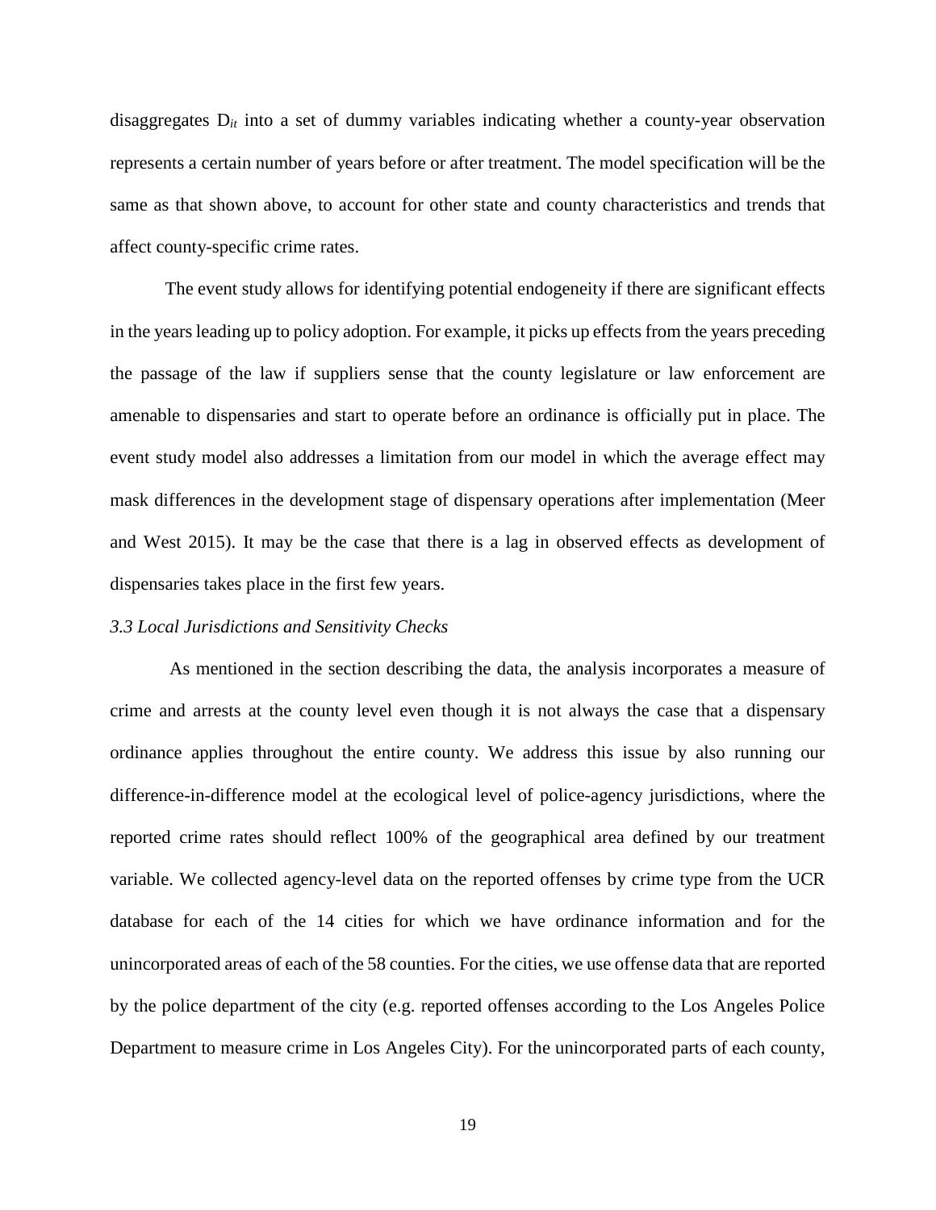disaggregates $D_{it}$ into a set of dummy variables indicating whether a county-year observation represents a certain number of years before or after treatment. The model specification will be the same as that shown above, to account for other state and county characteristics and trends that affect county-specific crime rates.

The event study allows for identifying potential endogeneity if there are significant effects in the years leading up to policy adoption. For example, it picks up effects from the years preceding the passage of the law if suppliers sense that the county legislature or law enforcement are amenable to dispensaries and start to operate before an ordinance is officially put in place. The event study model also addresses a limitation from our model in which the average effect may mask differences in the development stage of dispensary operations after implementation (Meer and West 2015). It may be the case that there is a lag in observed effects as development of dispensaries takes place in the first few years.

### *3.3 Local Jurisdictions and Sensitivity Checks*

As mentioned in the section describing the data, the analysis incorporates a measure of crime and arrests at the county level even though it is not always the case that a dispensary ordinance applies throughout the entire county. We address this issue by also running our difference-in-difference model at the ecological level of police-agency jurisdictions, where the reported crime rates should reflect 100% of the geographical area defined by our treatment variable. We collected agency-level data on the reported offenses by crime type from the UCR database for each of the 14 cities for which we have ordinance information and for the unincorporated areas of each of the 58 counties. For the cities, we use offense data that are reported by the police department of the city (e.g. reported offenses according to the Los Angeles Police Department to measure crime in Los Angeles City). For the unincorporated parts of each county,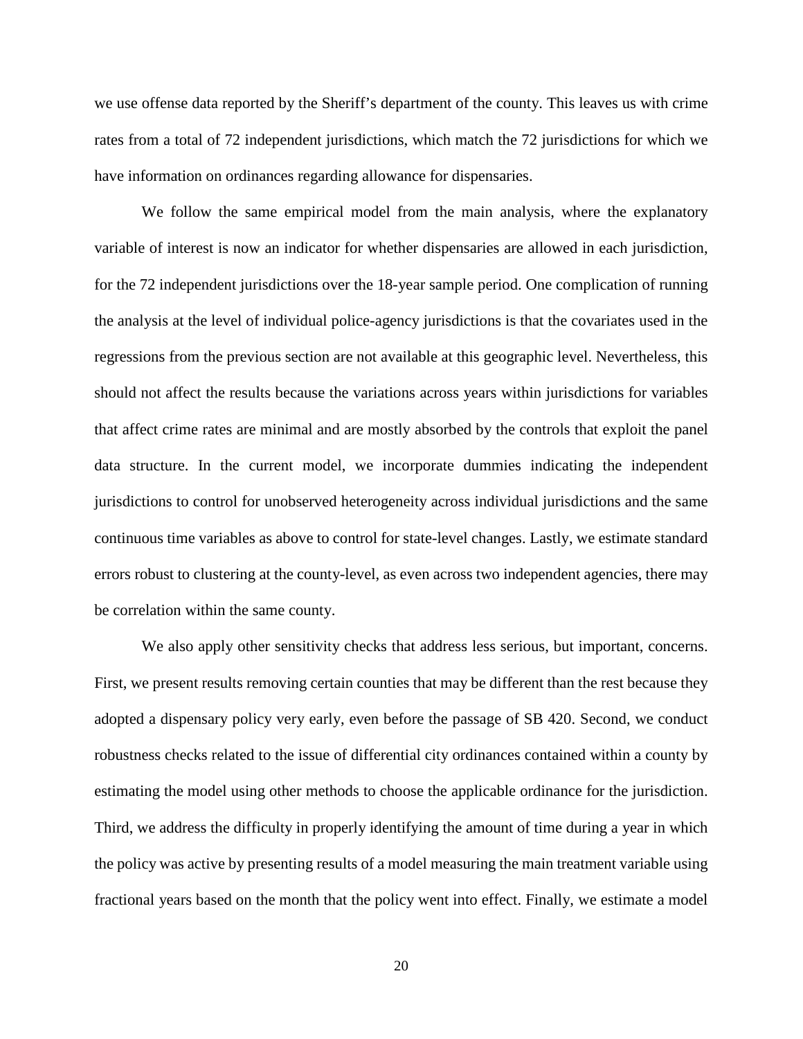we use offense data reported by the Sheriff's department of the county. This leaves us with crime rates from a total of 72 independent jurisdictions, which match the 72 jurisdictions for which we have information on ordinances regarding allowance for dispensaries.

We follow the same empirical model from the main analysis, where the explanatory variable of interest is now an indicator for whether dispensaries are allowed in each jurisdiction, for the 72 independent jurisdictions over the 18-year sample period. One complication of running the analysis at the level of individual police-agency jurisdictions is that the covariates used in the regressions from the previous section are not available at this geographic level. Nevertheless, this should not affect the results because the variations across years within jurisdictions for variables that affect crime rates are minimal and are mostly absorbed by the controls that exploit the panel data structure. In the current model, we incorporate dummies indicating the independent jurisdictions to control for unobserved heterogeneity across individual jurisdictions and the same continuous time variables as above to control for state-level changes. Lastly, we estimate standard errors robust to clustering at the county-level, as even across two independent agencies, there may be correlation within the same county.

We also apply other sensitivity checks that address less serious, but important, concerns. First, we present results removing certain counties that may be different than the rest because they adopted a dispensary policy very early, even before the passage of SB 420. Second, we conduct robustness checks related to the issue of differential city ordinances contained within a county by estimating the model using other methods to choose the applicable ordinance for the jurisdiction. Third, we address the difficulty in properly identifying the amount of time during a year in which the policy was active by presenting results of a model measuring the main treatment variable using fractional years based on the month that the policy went into effect. Finally, we estimate a model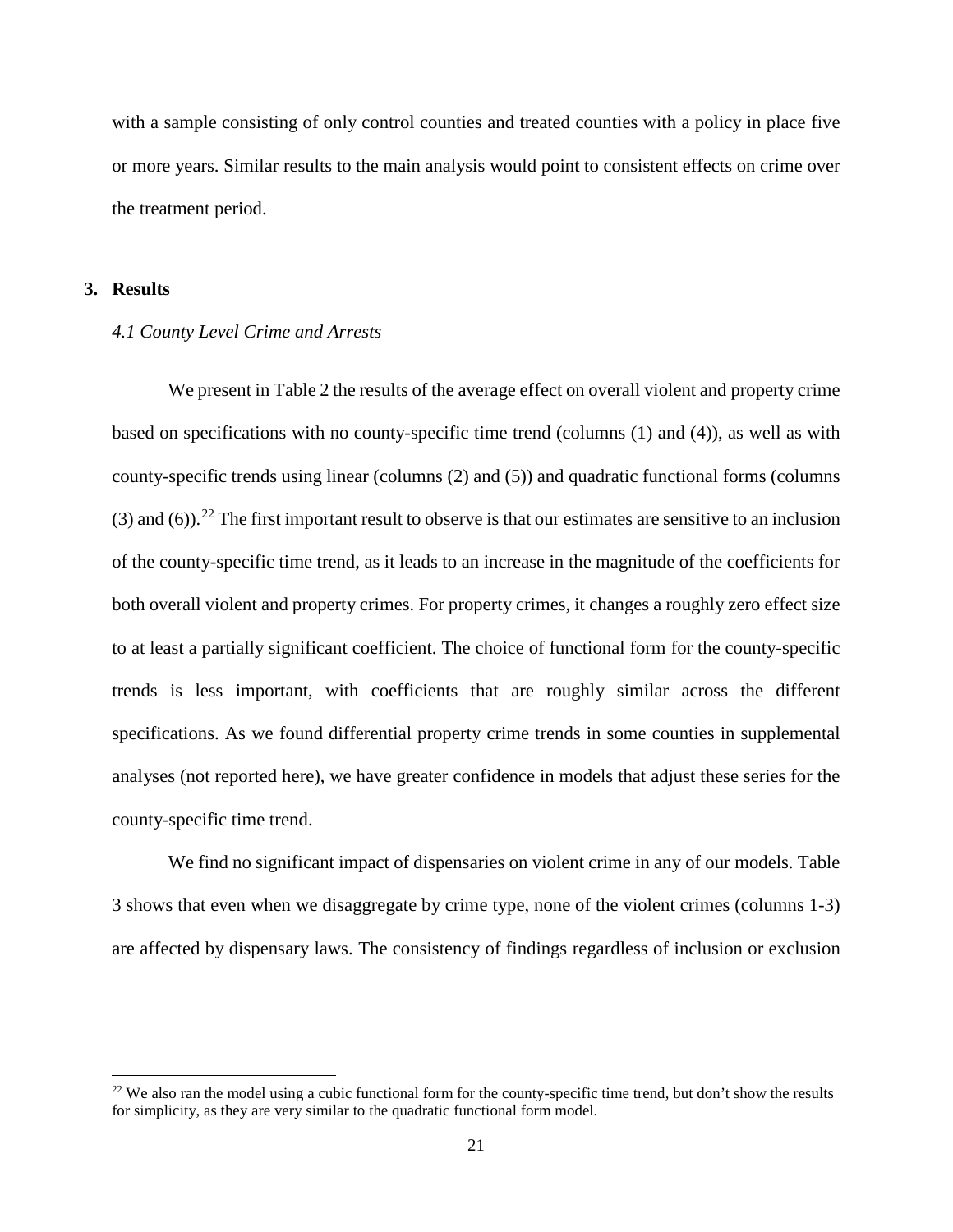with a sample consisting of only control counties and treated counties with a policy in place five or more years. Similar results to the main analysis would point to consistent effects on crime over the treatment period.

## 3. Results

### *4.1 County Level Crime and Arrests*

We present in Table 2 the results of the average effect on overall violent and property crime based on specifications with no county-specific time trend (columns (1) and (4)), as well as with county-specific trends using linear (columns (2) and (5)) and quadratic functional forms (columns (3) and (6)).[22] The first important result to observe is that our estimates are sensitive to an inclusion of the county-specific time trend, as it leads to an increase in the magnitude of the coefficients for both overall violent and property crimes. For property crimes, it changes a roughly zero effect size to at least a partially significant coefficient. The choice of functional form for the county-specific trends is less important, with coefficients that are roughly similar across the different specifications. As we found differential property crime trends in some counties in supplemental analyses (not reported here), we have greater confidence in models that adjust these series for the county-specific time trend.

We find no significant impact of dispensaries on violent crime in any of our models. Table 3 shows that even when we disaggregate by crime type, none of the violent crimes (columns 1-3) are affected by dispensary laws. The consistency of findings regardless of inclusion or exclusion

[22] We also ran the model using a cubic functional form for the county-specific time trend, but don't show the results for simplicity, as they are very similar to the quadratic functional form model.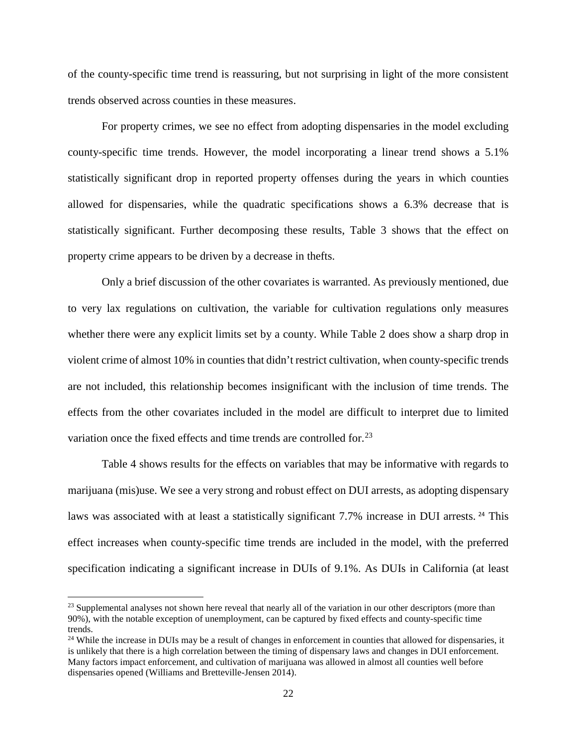of the county-specific time trend is reassuring, but not surprising in light of the more consistent trends observed across counties in these measures.

For property crimes, we see no effect from adopting dispensaries in the model excluding county-specific time trends. However, the model incorporating a linear trend shows a 5.1% statistically significant drop in reported property offenses during the years in which counties allowed for dispensaries, while the quadratic specifications shows a 6.3% decrease that is statistically significant. Further decomposing these results, Table 3 shows that the effect on property crime appears to be driven by a decrease in thefts.

Only a brief discussion of the other covariates is warranted. As previously mentioned, due to very lax regulations on cultivation, the variable for cultivation regulations only measures whether there were any explicit limits set by a county. While Table 2 does show a sharp drop in violent crime of almost 10% in counties that didn't restrict cultivation, when county-specific trends are not included, this relationship becomes insignificant with the inclusion of time trends. The effects from the other covariates included in the model are difficult to interpret due to limited variation once the fixed effects and time trends are controlled for.[23]

Table 4 shows results for the effects on variables that may be informative with regards to marijuana (mis)use. We see a very strong and robust effect on DUI arrests, as adopting dispensary laws was associated with at least a statistically significant 7.7% increase in DUI arrests.[24] This effect increases when county-specific time trends are included in the model, with the preferred specification indicating a significant increase in DUIs of 9.1%. As DUIs in California (at least

[23] Supplemental analyses not shown here reveal that nearly all of the variation in our other descriptors (more than 90%), with the notable exception of unemployment, can be captured by fixed effects and county-specific time trends.

[24] While the increase in DUIs may be a result of changes in enforcement in counties that allowed for dispensaries, it is unlikely that there is a high correlation between the timing of dispensary laws and changes in DUI enforcement. Many factors impact enforcement, and cultivation of marijuana was allowed in almost all counties well before dispensaries opened (Williams and Bretteville-Jensen 2014).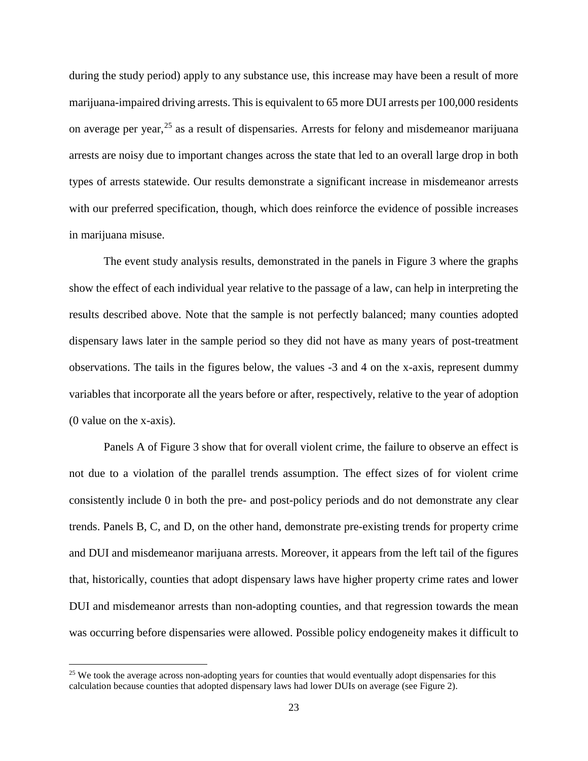during the study period) apply to any substance use, this increase may have been a result of more marijuana-impaired driving arrests. This is equivalent to 65 more DUI arrests per 100,000 residents on average per year,[25] as a result of dispensaries. Arrests for felony and misdemeanor marijuana arrests are noisy due to important changes across the state that led to an overall large drop in both types of arrests statewide. Our results demonstrate a significant increase in misdemeanor arrests with our preferred specification, though, which does reinforce the evidence of possible increases in marijuana misuse.

The event study analysis results, demonstrated in the panels in Figure 3 where the graphs show the effect of each individual year relative to the passage of a law, can help in interpreting the results described above. Note that the sample is not perfectly balanced; many counties adopted dispensary laws later in the sample period so they did not have as many years of post-treatment observations. The tails in the figures below, the values -3 and 4 on the x-axis, represent dummy variables that incorporate all the years before or after, respectively, relative to the year of adoption (0 value on the x-axis).

Panels A of Figure 3 show that for overall violent crime, the failure to observe an effect is not due to a violation of the parallel trends assumption. The effect sizes of for violent crime consistently include 0 in both the pre- and post-policy periods and do not demonstrate any clear trends. Panels B, C, and D, on the other hand, demonstrate pre-existing trends for property crime and DUI and misdemeanor marijuana arrests. Moreover, it appears from the left tail of the figures that, historically, counties that adopt dispensary laws have higher property crime rates and lower DUI and misdemeanor arrests than non-adopting counties, and that regression towards the mean was occurring before dispensaries were allowed. Possible policy endogeneity makes it difficult to

[25] We took the average across non-adopting years for counties that would eventually adopt dispensaries for this calculation because counties that adopted dispensary laws had lower DUIs on average (see Figure 2).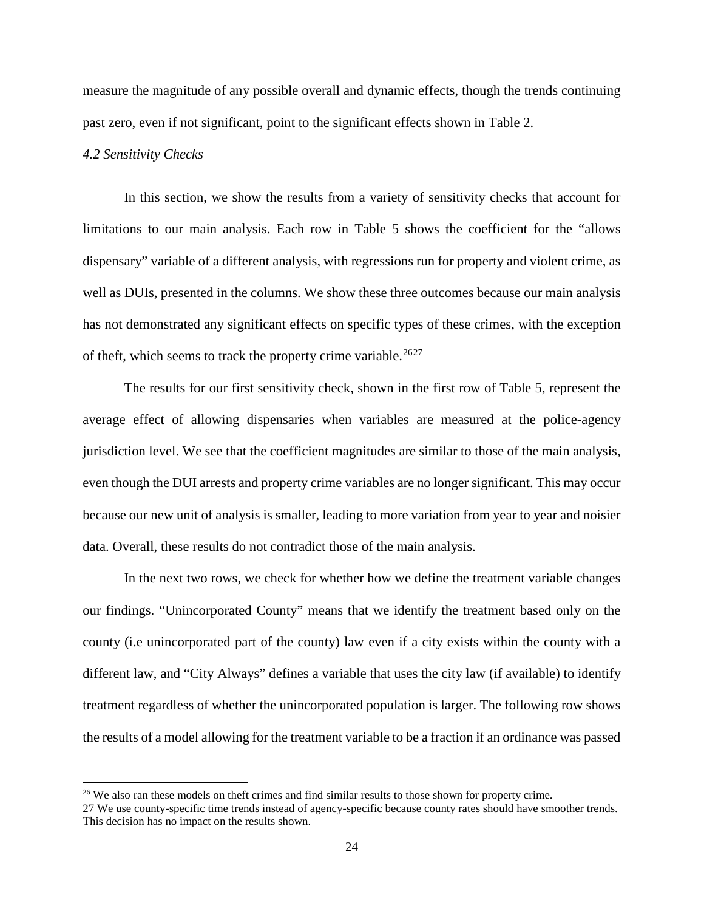measure the magnitude of any possible overall and dynamic effects, though the trends continuing past zero, even if not significant, point to the significant effects shown in Table 2.

### *4.2 Sensitivity Checks*

In this section, we show the results from a variety of sensitivity checks that account for limitations to our main analysis. Each row in Table 5 shows the coefficient for the "allows dispensary" variable of a different analysis, with regressions run for property and violent crime, as well as DUIs, presented in the columns. We show these three outcomes because our main analysis has not demonstrated any significant effects on specific types of these crimes, with the exception of theft, which seems to track the property crime variable.[26][27]

The results for our first sensitivity check, shown in the first row of Table 5, represent the average effect of allowing dispensaries when variables are measured at the police-agency jurisdiction level. We see that the coefficient magnitudes are similar to those of the main analysis, even though the DUI arrests and property crime variables are no longer significant. This may occur because our new unit of analysis is smaller, leading to more variation from year to year and noisier data. Overall, these results do not contradict those of the main analysis.

In the next two rows, we check for whether how we define the treatment variable changes our findings. "Unincorporated County" means that we identify the treatment based only on the county (i.e unincorporated part of the county) law even if a city exists within the county with a different law, and "City Always" defines a variable that uses the city law (if available) to identify treatment regardless of whether the unincorporated population is larger. The following row shows the results of a model allowing for the treatment variable to be a fraction if an ordinance was passed

---

[26] We also ran these models on theft crimes and find similar results to those shown for property crime.

[27] We use county-specific time trends instead of agency-specific because county rates should have smoother trends. This decision has no impact on the results shown.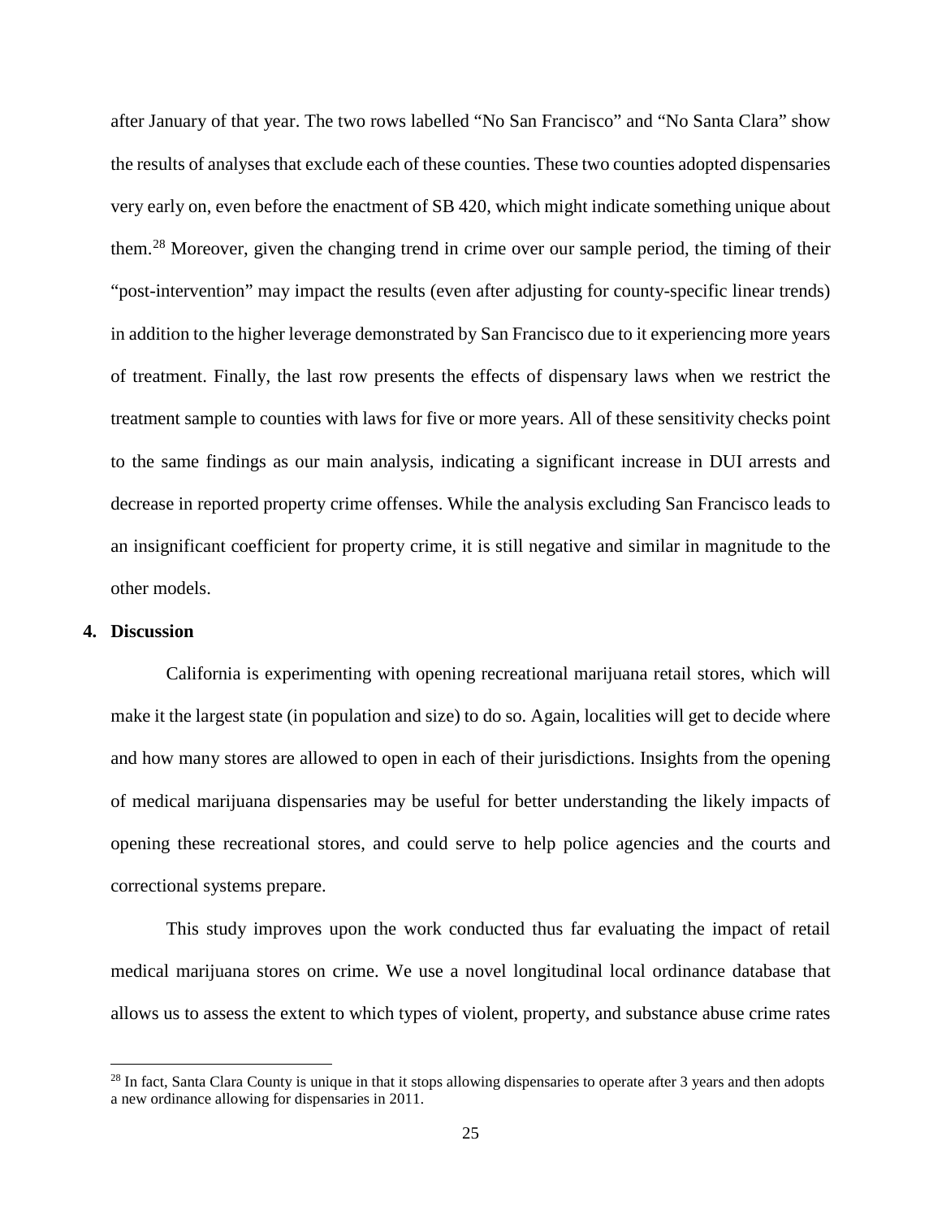after January of that year. The two rows labelled "No San Francisco" and "No Santa Clara" show the results of analyses that exclude each of these counties. These two counties adopted dispensaries very early on, even before the enactment of SB 420, which might indicate something unique about them.[28] Moreover, given the changing trend in crime over our sample period, the timing of their "post-intervention" may impact the results (even after adjusting for county-specific linear trends) in addition to the higher leverage demonstrated by San Francisco due to it experiencing more years of treatment. Finally, the last row presents the effects of dispensary laws when we restrict the treatment sample to counties with laws for five or more years. All of these sensitivity checks point to the same findings as our main analysis, indicating a significant increase in DUI arrests and decrease in reported property crime offenses. While the analysis excluding San Francisco leads to an insignificant coefficient for property crime, it is still negative and similar in magnitude to the other models.

## 4. Discussion

California is experimenting with opening recreational marijuana retail stores, which will make it the largest state (in population and size) to do so. Again, localities will get to decide where and how many stores are allowed to open in each of their jurisdictions. Insights from the opening of medical marijuana dispensaries may be useful for better understanding the likely impacts of opening these recreational stores, and could serve to help police agencies and the courts and correctional systems prepare.

This study improves upon the work conducted thus far evaluating the impact of retail medical marijuana stores on crime. We use a novel longitudinal local ordinance database that allows us to assess the extent to which types of violent, property, and substance abuse crime rates

[28] In fact, Santa Clara County is unique in that it stops allowing dispensaries to operate after 3 years and then adopts a new ordinance allowing for dispensaries in 2011.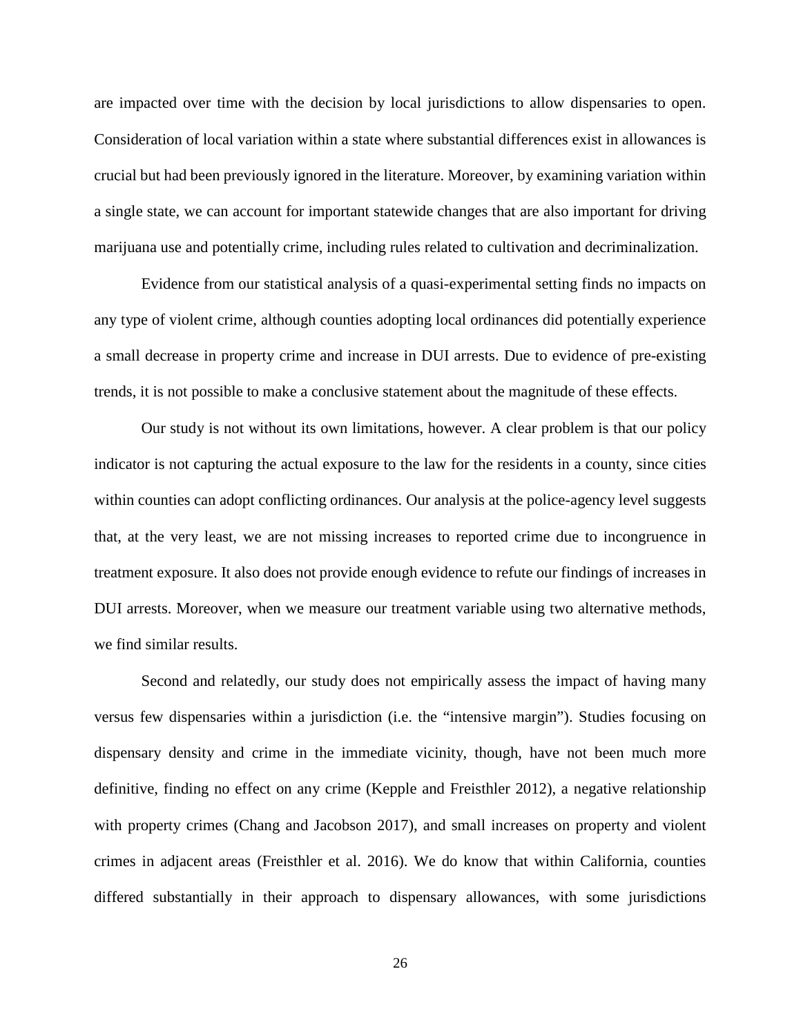are impacted over time with the decision by local jurisdictions to allow dispensaries to open. Consideration of local variation within a state where substantial differences exist in allowances is crucial but had been previously ignored in the literature. Moreover, by examining variation within a single state, we can account for important statewide changes that are also important for driving marijuana use and potentially crime, including rules related to cultivation and decriminalization.

Evidence from our statistical analysis of a quasi-experimental setting finds no impacts on any type of violent crime, although counties adopting local ordinances did potentially experience a small decrease in property crime and increase in DUI arrests. Due to evidence of pre-existing trends, it is not possible to make a conclusive statement about the magnitude of these effects.

Our study is not without its own limitations, however. A clear problem is that our policy indicator is not capturing the actual exposure to the law for the residents in a county, since cities within counties can adopt conflicting ordinances. Our analysis at the police-agency level suggests that, at the very least, we are not missing increases to reported crime due to incongruence in treatment exposure. It also does not provide enough evidence to refute our findings of increases in DUI arrests. Moreover, when we measure our treatment variable using two alternative methods, we find similar results.

Second and relatedly, our study does not empirically assess the impact of having many versus few dispensaries within a jurisdiction (i.e. the "intensive margin"). Studies focusing on dispensary density and crime in the immediate vicinity, though, have not been much more definitive, finding no effect on any crime (Kepple and Freisthler 2012), a negative relationship with property crimes (Chang and Jacobson 2017), and small increases on property and violent crimes in adjacent areas (Freisthler et al. 2016). We do know that within California, counties differed substantially in their approach to dispensary allowances, with some jurisdictions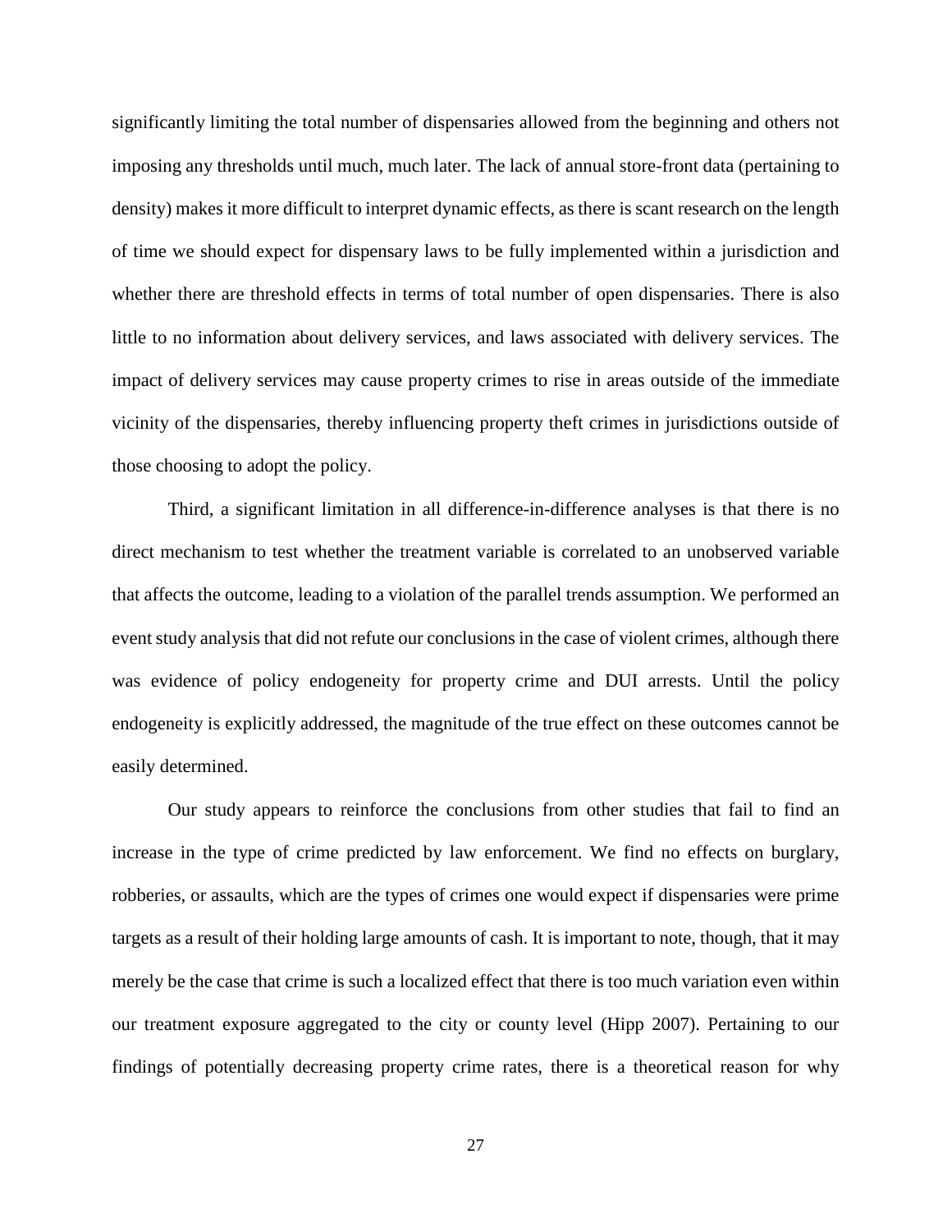significantly limiting the total number of dispensaries allowed from the beginning and others not imposing any thresholds until much, much later. The lack of annual store-front data (pertaining to density) makes it more difficult to interpret dynamic effects, as there is scant research on the length of time we should expect for dispensary laws to be fully implemented within a jurisdiction and whether there are threshold effects in terms of total number of open dispensaries. There is also little to no information about delivery services, and laws associated with delivery services. The impact of delivery services may cause property crimes to rise in areas outside of the immediate vicinity of the dispensaries, thereby influencing property theft crimes in jurisdictions outside of those choosing to adopt the policy.

Third, a significant limitation in all difference-in-difference analyses is that there is no direct mechanism to test whether the treatment variable is correlated to an unobserved variable that affects the outcome, leading to a violation of the parallel trends assumption. We performed an event study analysis that did not refute our conclusions in the case of violent crimes, although there was evidence of policy endogeneity for property crime and DUI arrests. Until the policy endogeneity is explicitly addressed, the magnitude of the true effect on these outcomes cannot be easily determined.

Our study appears to reinforce the conclusions from other studies that fail to find an increase in the type of crime predicted by law enforcement. We find no effects on burglary, robberies, or assaults, which are the types of crimes one would expect if dispensaries were prime targets as a result of their holding large amounts of cash. It is important to note, though, that it may merely be the case that crime is such a localized effect that there is too much variation even within our treatment exposure aggregated to the city or county level (Hipp 2007). Pertaining to our findings of potentially decreasing property crime rates, there is a theoretical reason for why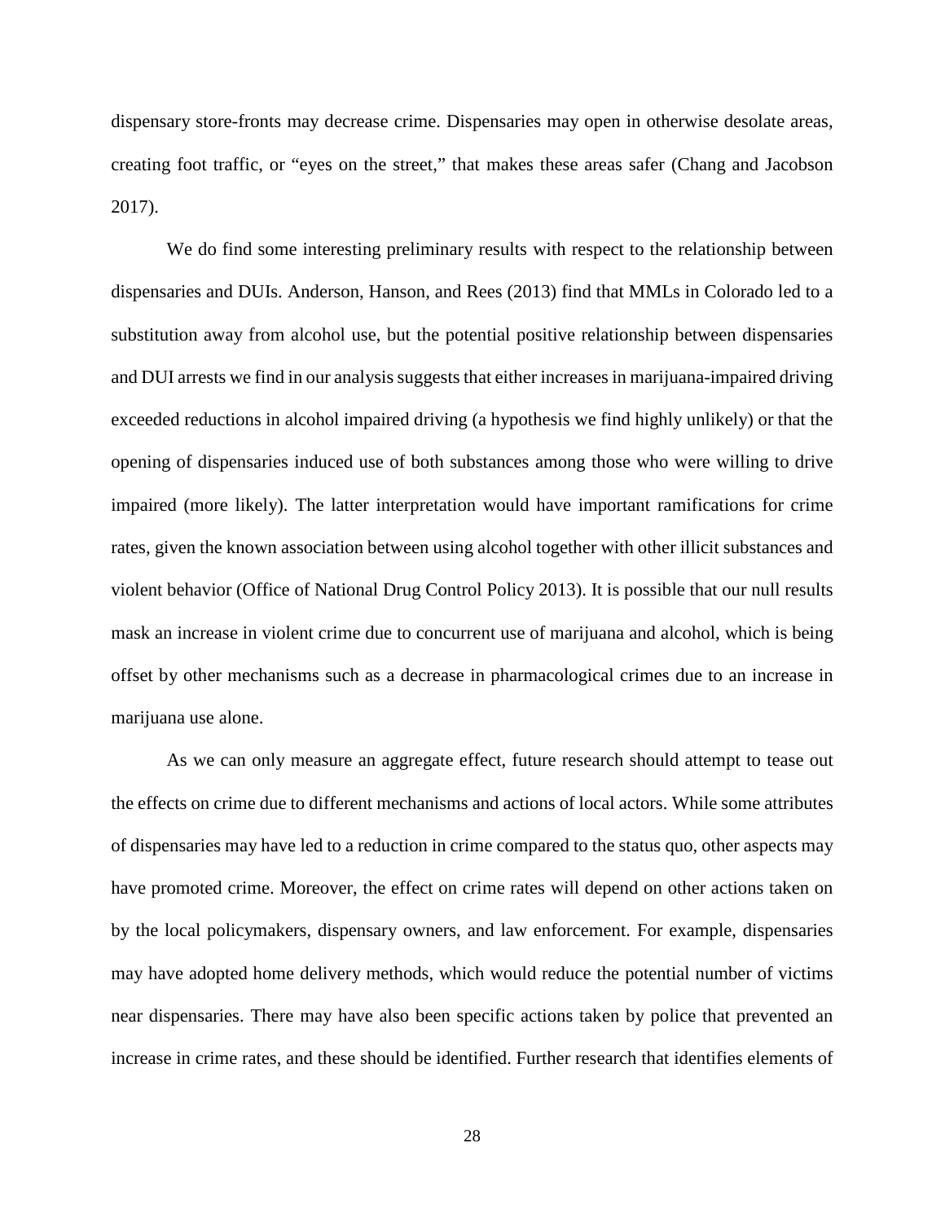dispensary store-fronts may decrease crime. Dispensaries may open in otherwise desolate areas, creating foot traffic, or "eyes on the street," that makes these areas safer (Chang and Jacobson 2017).

We do find some interesting preliminary results with respect to the relationship between dispensaries and DUIs. Anderson, Hanson, and Rees (2013) find that MMLs in Colorado led to a substitution away from alcohol use, but the potential positive relationship between dispensaries and DUI arrests we find in our analysis suggests that either increases in marijuana-impaired driving exceeded reductions in alcohol impaired driving (a hypothesis we find highly unlikely) or that the opening of dispensaries induced use of both substances among those who were willing to drive impaired (more likely). The latter interpretation would have important ramifications for crime rates, given the known association between using alcohol together with other illicit substances and violent behavior (Office of National Drug Control Policy 2013). It is possible that our null results mask an increase in violent crime due to concurrent use of marijuana and alcohol, which is being offset by other mechanisms such as a decrease in pharmacological crimes due to an increase in marijuana use alone.

As we can only measure an aggregate effect, future research should attempt to tease out the effects on crime due to different mechanisms and actions of local actors. While some attributes of dispensaries may have led to a reduction in crime compared to the status quo, other aspects may have promoted crime. Moreover, the effect on crime rates will depend on other actions taken on by the local policymakers, dispensary owners, and law enforcement. For example, dispensaries may have adopted home delivery methods, which would reduce the potential number of victims near dispensaries. There may have also been specific actions taken by police that prevented an increase in crime rates, and these should be identified. Further research that identifies elements of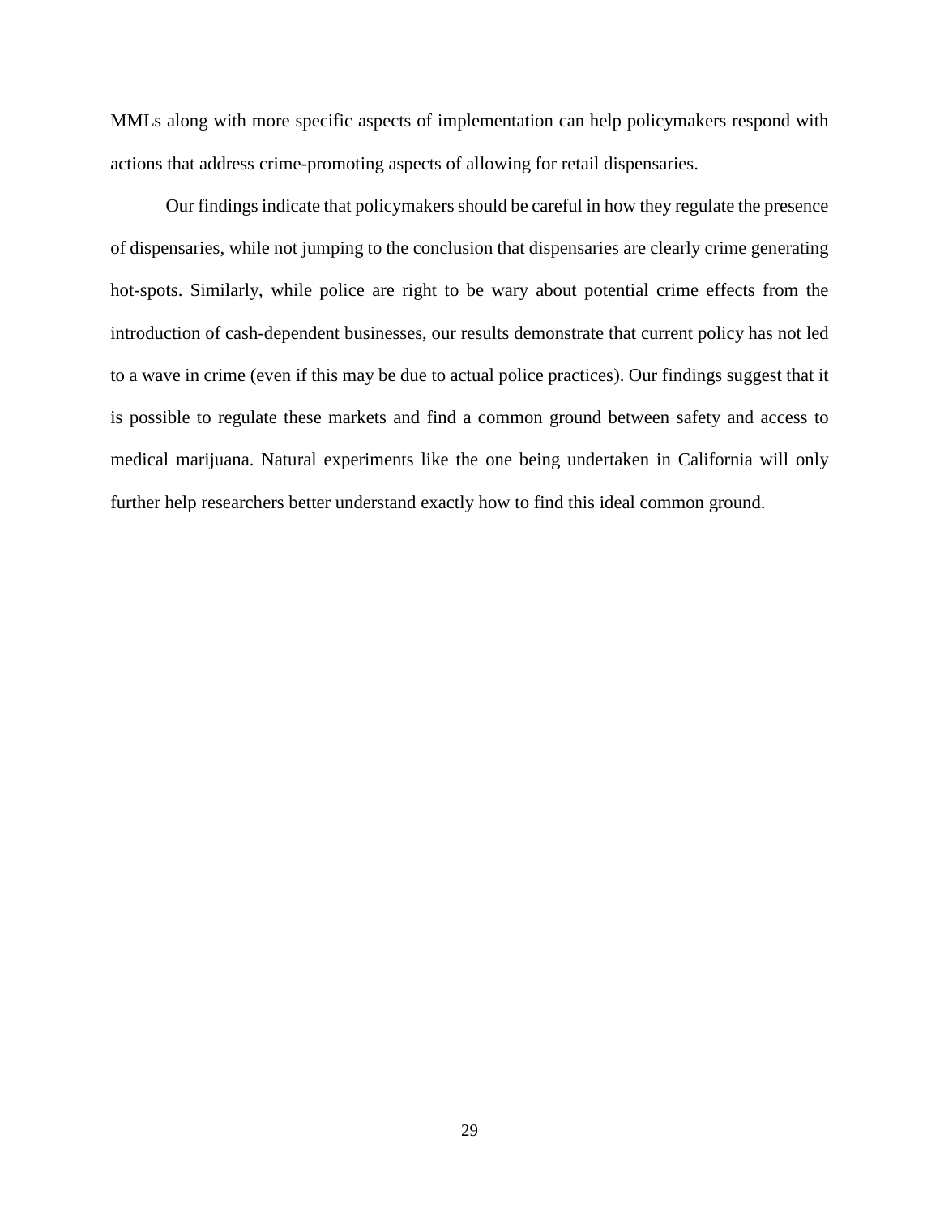MMLs along with more specific aspects of implementation can help policymakers respond with actions that address crime-promoting aspects of allowing for retail dispensaries.

Our findings indicate that policymakers should be careful in how they regulate the presence of dispensaries, while not jumping to the conclusion that dispensaries are clearly crime generating hot-spots. Similarly, while police are right to be wary about potential crime effects from the introduction of cash-dependent businesses, our results demonstrate that current policy has not led to a wave in crime (even if this may be due to actual police practices). Our findings suggest that it is possible to regulate these markets and find a common ground between safety and access to medical marijuana. Natural experiments like the one being undertaken in California will only further help researchers better understand exactly how to find this ideal common ground.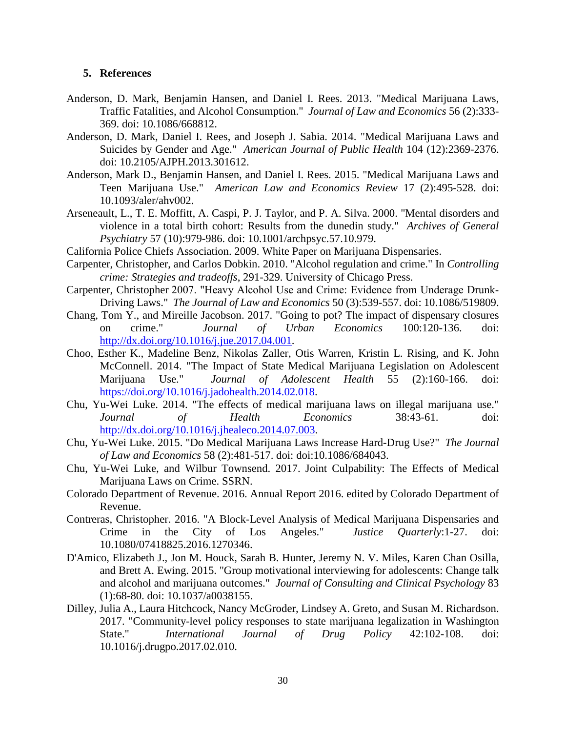## 5. References

Anderson, D. Mark, Benjamin Hansen, and Daniel I. Rees. 2013. "Medical Marijuana Laws, Traffic Fatalities, and Alcohol Consumption." *Journal of Law and Economics* 56 (2):333-369. doi: 10.1086/668812.

Anderson, D. Mark, Daniel I. Rees, and Joseph J. Sabia. 2014. "Medical Marijuana Laws and Suicides by Gender and Age." *American Journal of Public Health* 104 (12):2369-2376. doi: 10.2105/AJPH.2013.301612.

Anderson, Mark D., Benjamin Hansen, and Daniel I. Rees. 2015. "Medical Marijuana Laws and Teen Marijuana Use." *American Law and Economics Review* 17 (2):495-528. doi: 10.1093/aler/ahv002.

Arseneault, L., T. E. Moffitt, A. Caspi, P. J. Taylor, and P. A. Silva. 2000. "Mental disorders and violence in a total birth cohort: Results from the dunedin study." *Archives of General Psychiatry* 57 (10):979-986. doi: 10.1001/archpsyc.57.10.979.

California Police Chiefs Association. 2009. White Paper on Marijuana Dispensaries.

Carpenter, Christopher, and Carlos Dobkin. 2010. "Alcohol regulation and crime." In *Controlling crime: Strategies and tradeoffs*, 291-329. University of Chicago Press.

Carpenter, Christopher 2007. "Heavy Alcohol Use and Crime: Evidence from Underage Drunk-Driving Laws." *The Journal of Law and Economics* 50 (3):539-557. doi: 10.1086/519809.

Chang, Tom Y., and Mireille Jacobson. 2017. "Going to pot? The impact of dispensary closures on crime." *Journal of Urban Economics* 100:120-136. doi: http://dx.doi.org/10.1016/j.jue.2017.04.001.

Choo, Esther K., Madeline Benz, Nikolas Zaller, Otis Warren, Kristin L. Rising, and K. John McConnell. 2014. "The Impact of State Medical Marijuana Legislation on Adolescent Marijuana Use." *Journal of Adolescent Health* 55 (2):160-166. doi: https://doi.org/10.1016/j.jadohealth.2014.02.018.

Chu, Yu-Wei Luke. 2014. "The effects of medical marijuana laws on illegal marijuana use." *Journal of Health Economics* 38:43-61. doi: http://dx.doi.org/10.1016/j.jhealeco.2014.07.003.

Chu, Yu-Wei Luke. 2015. "Do Medical Marijuana Laws Increase Hard-Drug Use?" *The Journal of Law and Economics* 58 (2):481-517. doi: doi:10.1086/684043.

Chu, Yu-Wei Luke, and Wilbur Townsend. 2017. Joint Culpability: The Effects of Medical Marijuana Laws on Crime. SSRN.

Colorado Department of Revenue. 2016. Annual Report 2016. edited by Colorado Department of Revenue.

Contreras, Christopher. 2016. "A Block-Level Analysis of Medical Marijuana Dispensaries and Crime in the City of Los Angeles." *Justice Quarterly*:1-27. doi: 10.1080/07418825.2016.1270346.

D'Amico, Elizabeth J., Jon M. Houck, Sarah B. Hunter, Jeremy N. V. Miles, Karen Chan Osilla, and Brett A. Ewing. 2015. "Group motivational interviewing for adolescents: Change talk and alcohol and marijuana outcomes." *Journal of Consulting and Clinical Psychology* 83 (1):68-80. doi: 10.1037/a0038155.

Dilley, Julia A., Laura Hitchcock, Nancy McGroder, Lindsey A. Greto, and Susan M. Richardson. 2017. "Community-level policy responses to state marijuana legalization in Washington State." *International Journal of Drug Policy* 42:102-108. doi: 10.1016/j.drugpo.2017.02.010.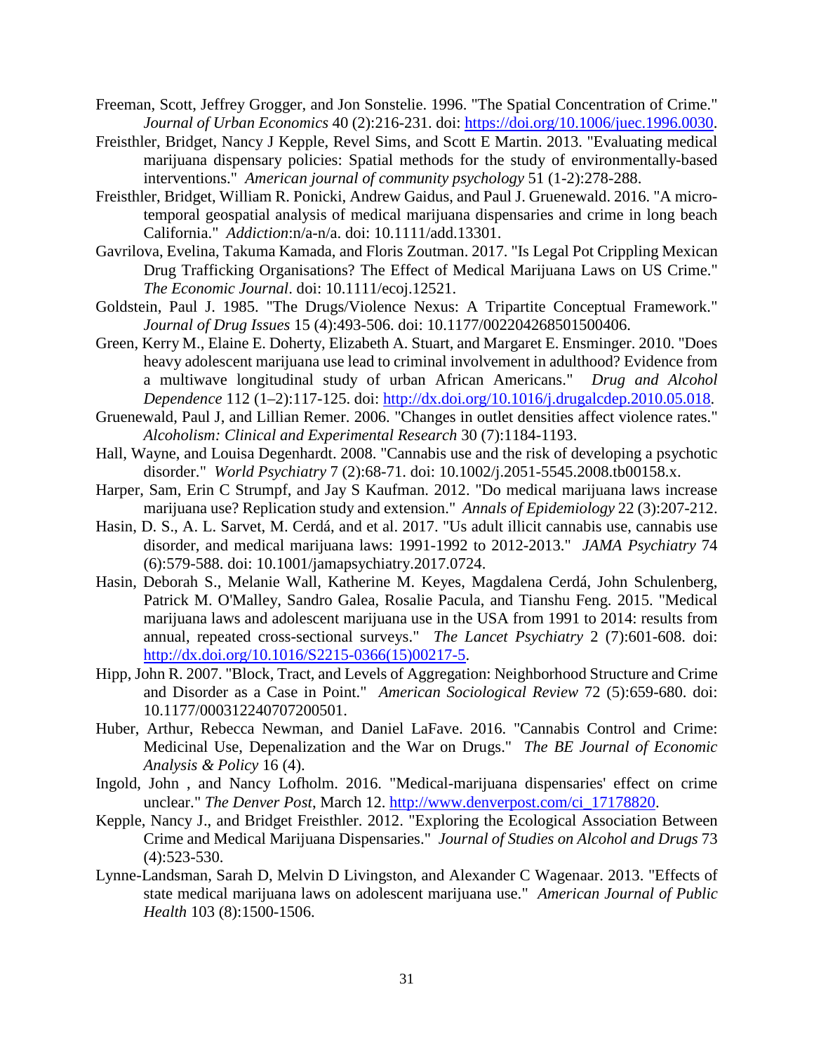Freeman, Scott, Jeffrey Grogger, and Jon Sonstelie. 1996. "The Spatial Concentration of Crime." *Journal of Urban Economics* 40 (2):216-231. doi: https://doi.org/10.1006/juec.1996.0030.

Freisthler, Bridget, Nancy J Kepple, Revel Sims, and Scott E Martin. 2013. "Evaluating medical marijuana dispensary policies: Spatial methods for the study of environmentally-based interventions." *American journal of community psychology* 51 (1-2):278-288.

Freisthler, Bridget, William R. Ponicki, Andrew Gaidus, and Paul J. Gruenewald. 2016. "A micro-temporal geospatial analysis of medical marijuana dispensaries and crime in long beach California." *Addiction*:n/a-n/a. doi: 10.1111/add.13301.

Gavrilova, Evelina, Takuma Kamada, and Floris Zoutman. 2017. "Is Legal Pot Crippling Mexican Drug Trafficking Organisations? The Effect of Medical Marijuana Laws on US Crime." *The Economic Journal*. doi: 10.1111/ecoj.12521.

Goldstein, Paul J. 1985. "The Drugs/Violence Nexus: A Tripartite Conceptual Framework." *Journal of Drug Issues* 15 (4):493-506. doi: 10.1177/002204268501500406.

Green, Kerry M., Elaine E. Doherty, Elizabeth A. Stuart, and Margaret E. Ensminger. 2010. "Does heavy adolescent marijuana use lead to criminal involvement in adulthood? Evidence from a multiwave longitudinal study of urban African Americans." *Drug and Alcohol Dependence* 112 (1–2):117-125. doi: http://dx.doi.org/10.1016/j.drugalcdep.2010.05.018.

Gruenewald, Paul J, and Lillian Remer. 2006. "Changes in outlet densities affect violence rates." *Alcoholism: Clinical and Experimental Research* 30 (7):1184-1193.

Hall, Wayne, and Louisa Degenhardt. 2008. "Cannabis use and the risk of developing a psychotic disorder." *World Psychiatry* 7 (2):68-71. doi: 10.1002/j.2051-5545.2008.tb00158.x.

Harper, Sam, Erin C Strumpf, and Jay S Kaufman. 2012. "Do medical marijuana laws increase marijuana use? Replication study and extension." *Annals of Epidemiology* 22 (3):207-212.

Hasin, D. S., A. L. Sarvet, M. Cerdá, and et al. 2017. "Us adult illicit cannabis use, cannabis use disorder, and medical marijuana laws: 1991-1992 to 2012-2013." *JAMA Psychiatry* 74 (6):579-588. doi: 10.1001/jamapsychiatry.2017.0724.

Hasin, Deborah S., Melanie Wall, Katherine M. Keyes, Magdalena Cerdá, John Schulenberg, Patrick M. O'Malley, Sandro Galea, Rosalie Pacula, and Tianshu Feng. 2015. "Medical marijuana laws and adolescent marijuana use in the USA from 1991 to 2014: results from annual, repeated cross-sectional surveys." *The Lancet Psychiatry* 2 (7):601-608. doi: http://dx.doi.org/10.1016/S2215-0366(15)00217-5.

Hipp, John R. 2007. "Block, Tract, and Levels of Aggregation: Neighborhood Structure and Crime and Disorder as a Case in Point." *American Sociological Review* 72 (5):659-680. doi: 10.1177/000312240707200501.

Huber, Arthur, Rebecca Newman, and Daniel LaFave. 2016. "Cannabis Control and Crime: Medicinal Use, Depenalization and the War on Drugs." *The BE Journal of Economic Analysis & Policy* 16 (4).

Ingold, John , and Nancy Lofholm. 2016. "Medical-marijuana dispensaries' effect on crime unclear." *The Denver Post*, March 12. http://www.denverpost.com/ci_17178820.

Kepple, Nancy J., and Bridget Freisthler. 2012. "Exploring the Ecological Association Between Crime and Medical Marijuana Dispensaries." *Journal of Studies on Alcohol and Drugs* 73 (4):523-530.

Lynne-Landsman, Sarah D, Melvin D Livingston, and Alexander C Wagenaar. 2013. "Effects of state medical marijuana laws on adolescent marijuana use." *American Journal of Public Health* 103 (8):1500-1506.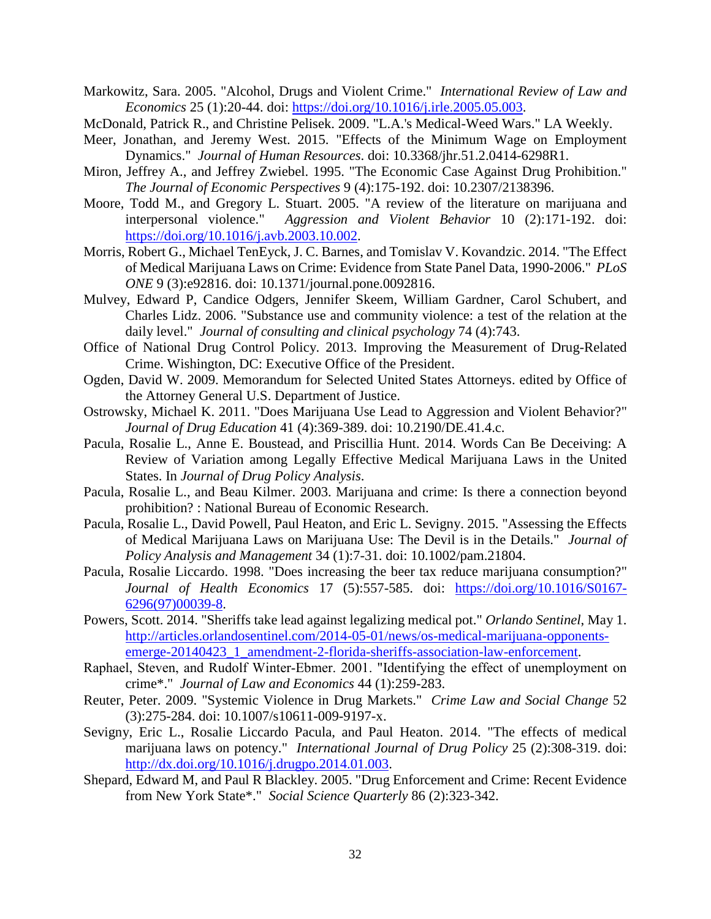Markowitz, Sara. 2005. "Alcohol, Drugs and Violent Crime." *International Review of Law and Economics* 25 (1):20-44. doi: https://doi.org/10.1016/j.irle.2005.05.003.

McDonald, Patrick R., and Christine Pelisek. 2009. "L.A.'s Medical-Weed Wars." LA Weekly.

Meer, Jonathan, and Jeremy West. 2015. "Effects of the Minimum Wage on Employment Dynamics." *Journal of Human Resources*. doi: 10.3368/jhr.51.2.0414-6298R1.

Miron, Jeffrey A., and Jeffrey Zwiebel. 1995. "The Economic Case Against Drug Prohibition." *The Journal of Economic Perspectives* 9 (4):175-192. doi: 10.2307/2138396.

Moore, Todd M., and Gregory L. Stuart. 2005. "A review of the literature on marijuana and interpersonal violence." *Aggression and Violent Behavior* 10 (2):171-192. doi: https://doi.org/10.1016/j.avb.2003.10.002.

Morris, Robert G., Michael TenEyck, J. C. Barnes, and Tomislav V. Kovandzic. 2014. "The Effect of Medical Marijuana Laws on Crime: Evidence from State Panel Data, 1990-2006." *PLoS ONE* 9 (3):e92816. doi: 10.1371/journal.pone.0092816.

Mulvey, Edward P, Candice Odgers, Jennifer Skeem, William Gardner, Carol Schubert, and Charles Lidz. 2006. "Substance use and community violence: a test of the relation at the daily level." *Journal of consulting and clinical psychology* 74 (4):743.

Office of National Drug Control Policy. 2013. Improving the Measurement of Drug-Related Crime. Wishington, DC: Executive Office of the President.

Ogden, David W. 2009. Memorandum for Selected United States Attorneys. edited by Office of the Attorney General U.S. Department of Justice.

Ostrowsky, Michael K. 2011. "Does Marijuana Use Lead to Aggression and Violent Behavior?" *Journal of Drug Education* 41 (4):369-389. doi: 10.2190/DE.41.4.c.

Pacula, Rosalie L., Anne E. Boustead, and Priscillia Hunt. 2014. Words Can Be Deceiving: A Review of Variation among Legally Effective Medical Marijuana Laws in the United States. In *Journal of Drug Policy Analysis*.

Pacula, Rosalie L., and Beau Kilmer. 2003. Marijuana and crime: Is there a connection beyond prohibition? : National Bureau of Economic Research.

Pacula, Rosalie L., David Powell, Paul Heaton, and Eric L. Sevigny. 2015. "Assessing the Effects of Medical Marijuana Laws on Marijuana Use: The Devil is in the Details." *Journal of Policy Analysis and Management* 34 (1):7-31. doi: 10.1002/pam.21804.

Pacula, Rosalie Liccardo. 1998. "Does increasing the beer tax reduce marijuana consumption?" *Journal of Health Economics* 17 (5):557-585. doi: https://doi.org/10.1016/S0167-6296(97)00039-8.

Powers, Scott. 2014. "Sheriffs take lead against legalizing medical pot." *Orlando Sentinel*, May 1. http://articles.orlandosentinel.com/2014-05-01/news/os-medical-marijuana-opponents-emerge-20140423_1_amendment-2-florida-sheriffs-association-law-enforcement.

Raphael, Steven, and Rudolf Winter-Ebmer. 2001. "Identifying the effect of unemployment on crime*." *Journal of Law and Economics* 44 (1):259-283.

Reuter, Peter. 2009. "Systemic Violence in Drug Markets." *Crime Law and Social Change* 52 (3):275-284. doi: 10.1007/s10611-009-9197-x.

Sevigny, Eric L., Rosalie Liccardo Pacula, and Paul Heaton. 2014. "The effects of medical marijuana laws on potency." *International Journal of Drug Policy* 25 (2):308-319. doi: http://dx.doi.org/10.1016/j.drugpo.2014.01.003.

Shepard, Edward M, and Paul R Blackley. 2005. "Drug Enforcement and Crime: Recent Evidence from New York State*." *Social Science Quarterly* 86 (2):323-342.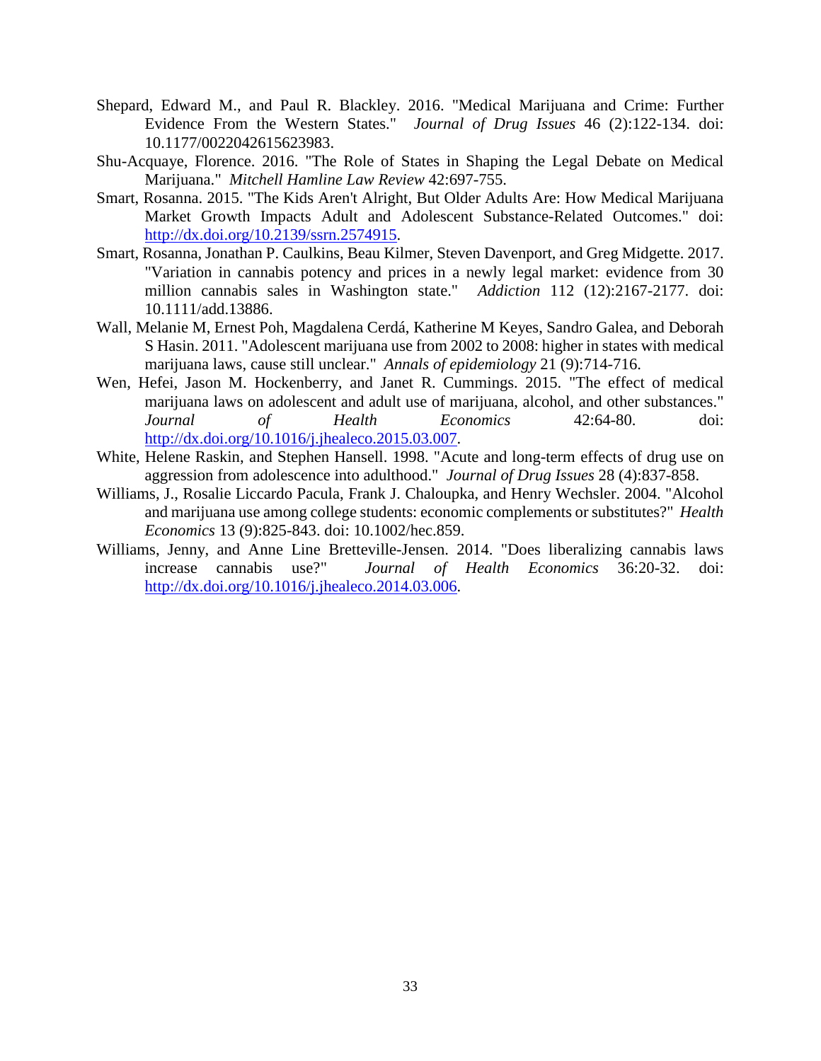Shepard, Edward M., and Paul R. Blackley. 2016. "Medical Marijuana and Crime: Further Evidence From the Western States." *Journal of Drug Issues* 46 (2):122-134. doi: 10.1177/0022042615623983.

Shu-Acquaye, Florence. 2016. "The Role of States in Shaping the Legal Debate on Medical Marijuana." *Mitchell Hamline Law Review* 42:697-755.

Smart, Rosanna. 2015. "The Kids Aren't Alright, But Older Adults Are: How Medical Marijuana Market Growth Impacts Adult and Adolescent Substance-Related Outcomes." doi: http://dx.doi.org/10.2139/ssrn.2574915.

Smart, Rosanna, Jonathan P. Caulkins, Beau Kilmer, Steven Davenport, and Greg Midgette. 2017. "Variation in cannabis potency and prices in a newly legal market: evidence from 30 million cannabis sales in Washington state." *Addiction* 112 (12):2167-2177. doi: 10.1111/add.13886.

Wall, Melanie M, Ernest Poh, Magdalena Cerdá, Katherine M Keyes, Sandro Galea, and Deborah S Hasin. 2011. "Adolescent marijuana use from 2002 to 2008: higher in states with medical marijuana laws, cause still unclear." *Annals of epidemiology* 21 (9):714-716.

Wen, Hefei, Jason M. Hockenberry, and Janet R. Cummings. 2015. "The effect of medical marijuana laws on adolescent and adult use of marijuana, alcohol, and other substances." *Journal of Health Economics* 42:64-80. doi: http://dx.doi.org/10.1016/j.jhealeco.2015.03.007.

White, Helene Raskin, and Stephen Hansell. 1998. "Acute and long-term effects of drug use on aggression from adolescence into adulthood." *Journal of Drug Issues* 28 (4):837-858.

Williams, J., Rosalie Liccardo Pacula, Frank J. Chaloupka, and Henry Wechsler. 2004. "Alcohol and marijuana use among college students: economic complements or substitutes?" *Health Economics* 13 (9):825-843. doi: 10.1002/hec.859.

Williams, Jenny, and Anne Line Bretteville-Jensen. 2014. "Does liberalizing cannabis laws increase cannabis use?" *Journal of Health Economics* 36:20-32. doi: http://dx.doi.org/10.1016/j.jhealeco.2014.03.006.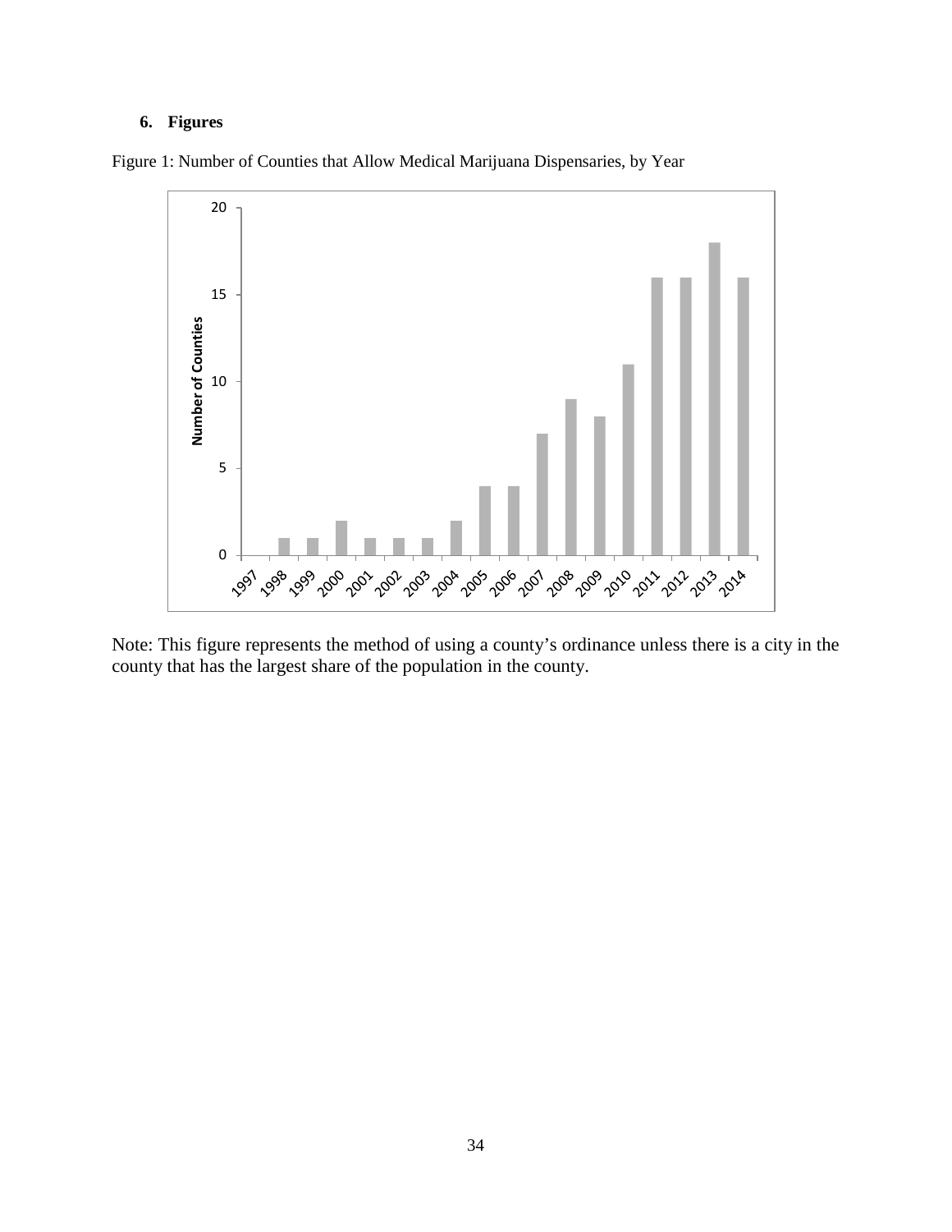## 6. Figures

Figure 1: Number of Counties that Allow Medical Marijuana Dispensaries, by Year

Note: This figure represents the method of using a county's ordinance unless there is a city in the county that has the largest share of the population in the county.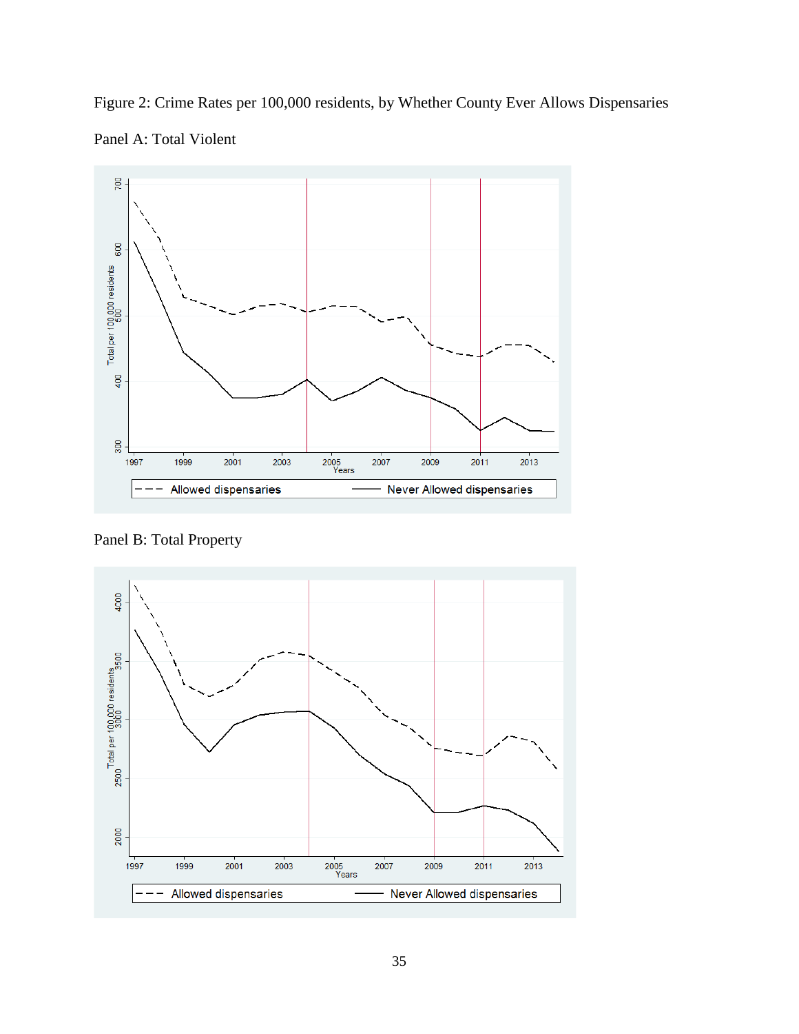Figure 2: Crime Rates per 100,000 residents, by Whether County Ever Allows Dispensaries

Panel A: Total Violent

Panel B: Total Property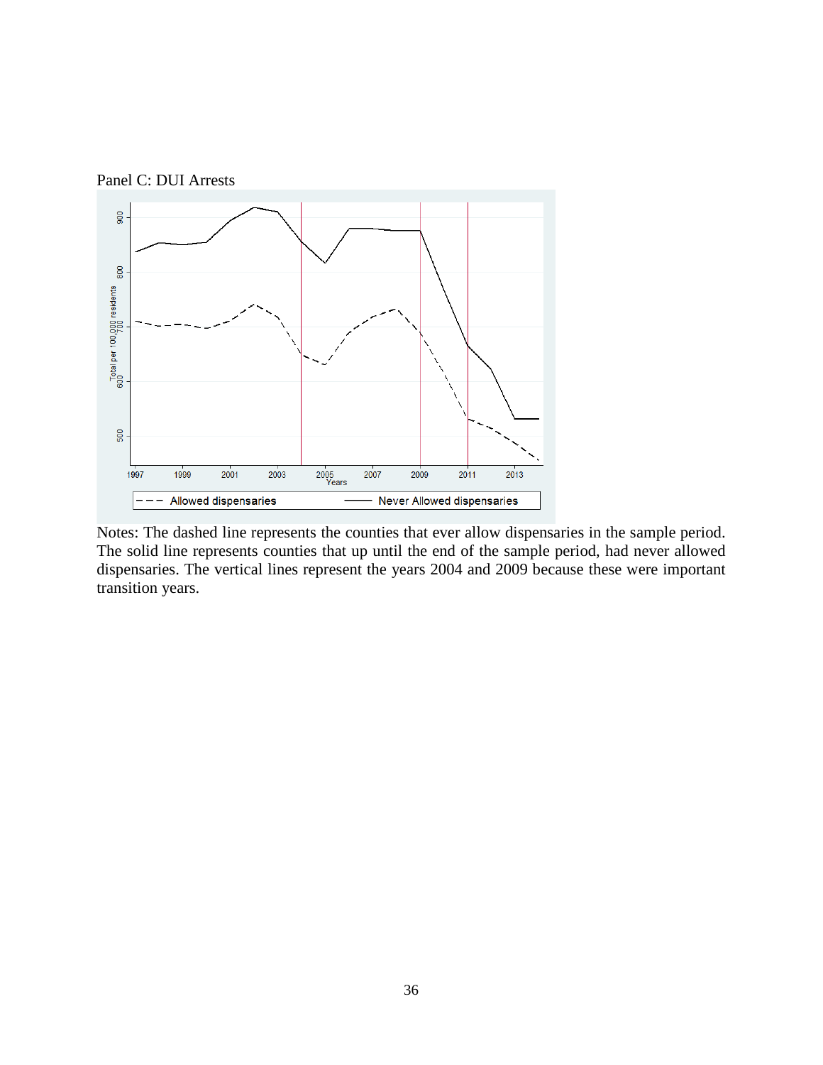Panel C: DUI Arrests

Notes: The dashed line represents the counties that ever allow dispensaries in the sample period. The solid line represents counties that up until the end of the sample period, had never allowed dispensaries. The vertical lines represent the years 2004 and 2009 because these were important transition years.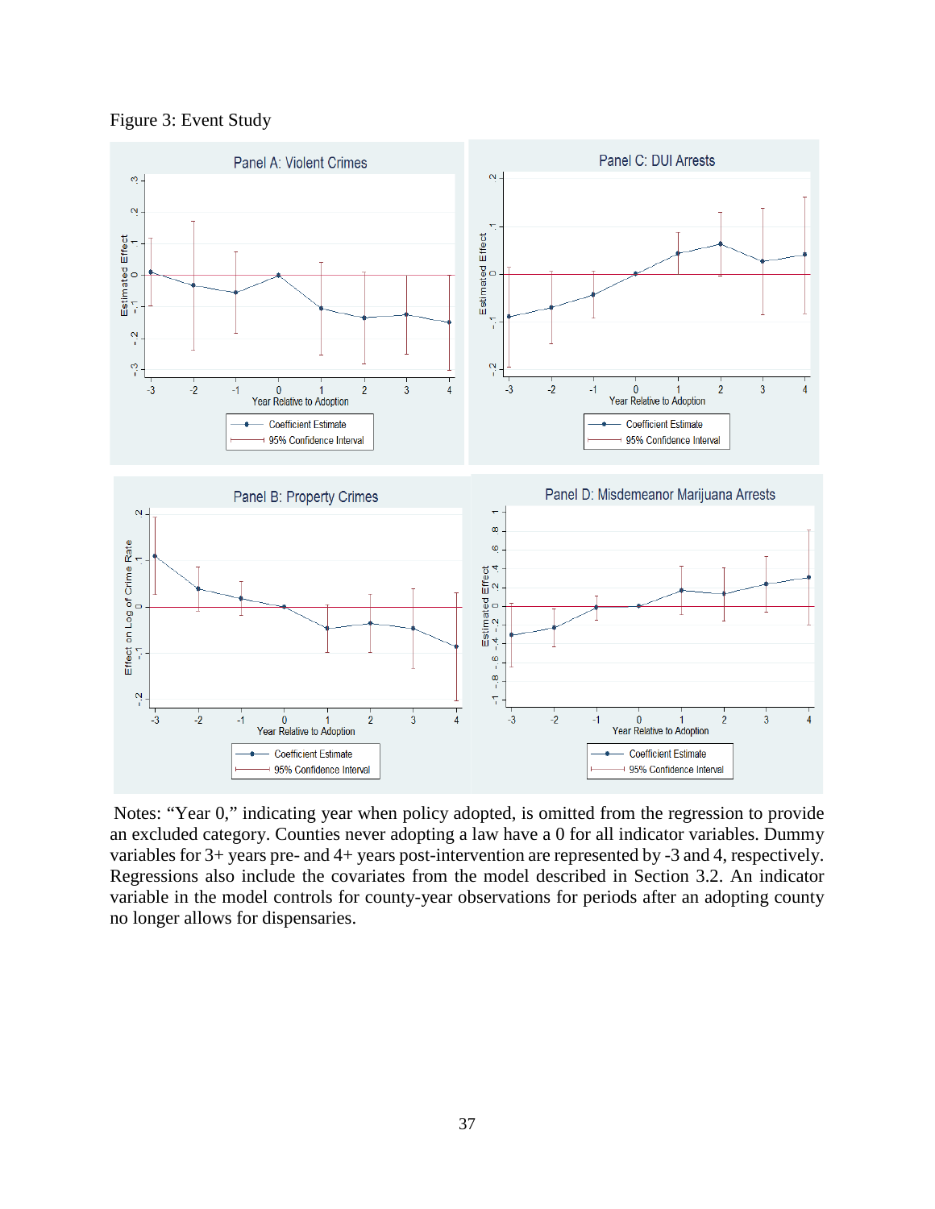Figure 3: Event Study

Notes: "Year 0," indicating year when policy adopted, is omitted from the regression to provide an excluded category. Counties never adopting a law have a 0 for all indicator variables. Dummy variables for 3+ years pre- and 4+ years post-intervention are represented by -3 and 4, respectively. Regressions also include the covariates from the model described in Section 3.2. An indicator variable in the model controls for county-year observations for periods after an adopting county no longer allows for dispensaries.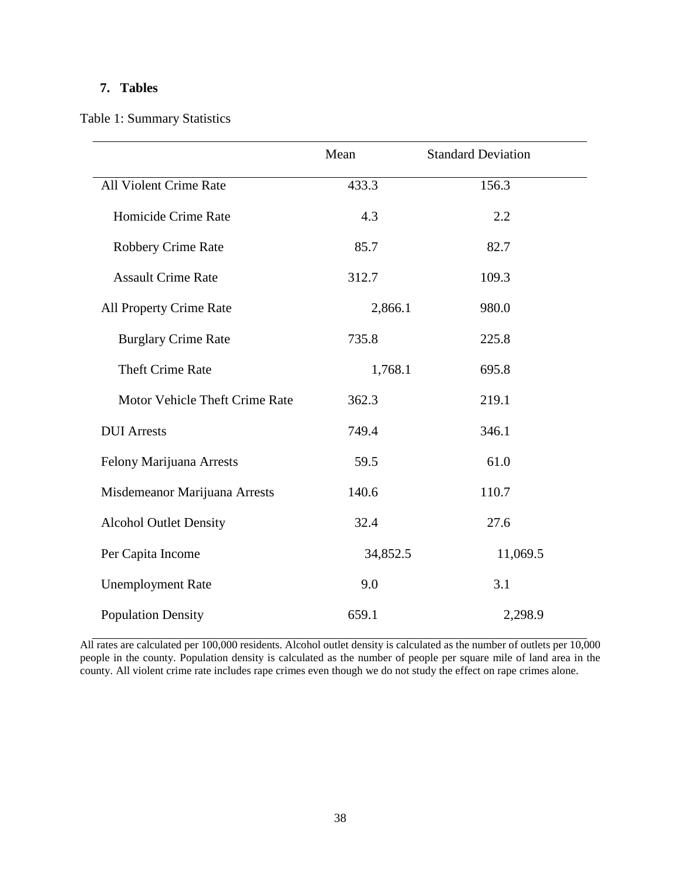## 7. Tables

Table 1: Summary Statistics

| | Mean | Standard Deviation |
|---|---|---|
| All Violent Crime Rate | 433.3 | 156.3 |
| Homicide Crime Rate | 4.3 | 2.2 |
| Robbery Crime Rate | 85.7 | 82.7 |
| Assault Crime Rate | 312.7 | 109.3 |
| All Property Crime Rate | 2,866.1 | 980.0 |
| Burglary Crime Rate | 735.8 | 225.8 |
| Theft Crime Rate | 1,768.1 | 695.8 |
| Motor Vehicle Theft Crime Rate | 362.3 | 219.1 |
| DUI Arrests | 749.4 | 346.1 |
| Felony Marijuana Arrests | 59.5 | 61.0 |
| Misdemeanor Marijuana Arrests | 140.6 | 110.7 |
| Alcohol Outlet Density | 32.4 | 27.6 |
| Per Capita Income | 34,852.5 | 11,069.5 |
| Unemployment Rate | 9.0 | 3.1 |
| Population Density | 659.1 | 2,298.9 |

All rates are calculated per 100,000 residents. Alcohol outlet density is calculated as the number of outlets per 10,000 people in the county. Population density is calculated as the number of people per square mile of land area in the county. All violent crime rate includes rape crimes even though we do not study the effect on rape crimes alone.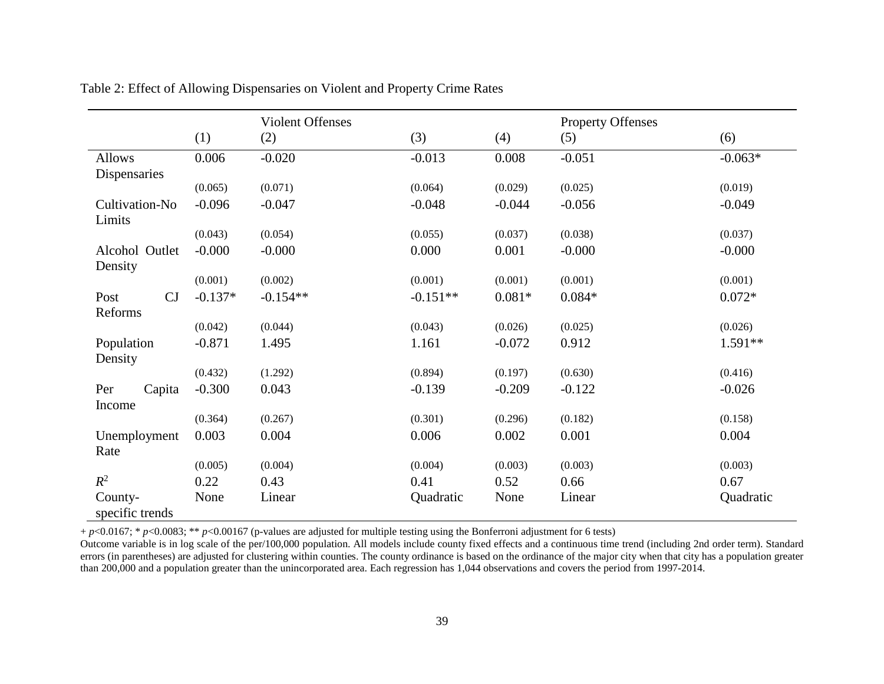Table 2: Effect of Allowing Dispensaries on Violent and Property Crime Rates

| | Violent Offenses | | | Property Offenses | | |
|---|---|---|---|---|---|---|
| | (1) | (2) | (3) | (4) | (5) | (6) |
| Allows Dispensaries | 0.006 | -0.020 | -0.013 | 0.008 | -0.051 | -0.063* |
| | (0.065) | (0.071) | (0.064) | (0.029) | (0.025) | (0.019) |
| Cultivation-No Limits | -0.096 | -0.047 | -0.048 | -0.044 | -0.056 | -0.049 |
| | (0.043) | (0.054) | (0.055) | (0.037) | (0.038) | (0.037) |
| Alcohol Outlet Density | -0.000 | -0.000 | 0.000 | 0.001 | -0.000 | -0.000 |
| | (0.001) | (0.002) | (0.001) | (0.001) | (0.001) | (0.001) |
| Post CJ Reforms | -0.137* | -0.154** | -0.151** | 0.081* | 0.084* | 0.072* |
| | (0.042) | (0.044) | (0.043) | (0.026) | (0.025) | (0.026) |
| Population Density | -0.871 | 1.495 | 1.161 | -0.072 | 0.912 | 1.591** |
| | (0.432) | (1.292) | (0.894) | (0.197) | (0.630) | (0.416) |
| Per Capita Income | -0.300 | 0.043 | -0.139 | -0.209 | -0.122 | -0.026 |
| | (0.364) | (0.267) | (0.301) | (0.296) | (0.182) | (0.158) |
| Unemployment Rate | 0.003 | 0.004 | 0.006 | 0.002 | 0.001 | 0.004 |
| | (0.005) | (0.004) | (0.004) | (0.003) | (0.003) | (0.003) |
| $R^2$ | 0.22 | 0.43 | 0.41 | 0.52 | 0.66 | 0.67 |
| County-specific trends | None | Linear | Quadratic | None | Linear | Quadratic |

+ $p<0.0167$; * $p<0.0083$; ** $p<0.00167$ (p-values are adjusted for multiple testing using the Bonferroni adjustment for 6 tests)

Outcome variable is in log scale of the per/100,000 population. All models include county fixed effects and a continuous time trend (including 2nd order term). Standard errors (in parentheses) are adjusted for clustering within counties. The county ordinance is based on the ordinance of the major city when that city has a population greater than 200,000 and a population greater than the unincorporated area. Each regression has 1,044 observations and covers the period from 1997-2014.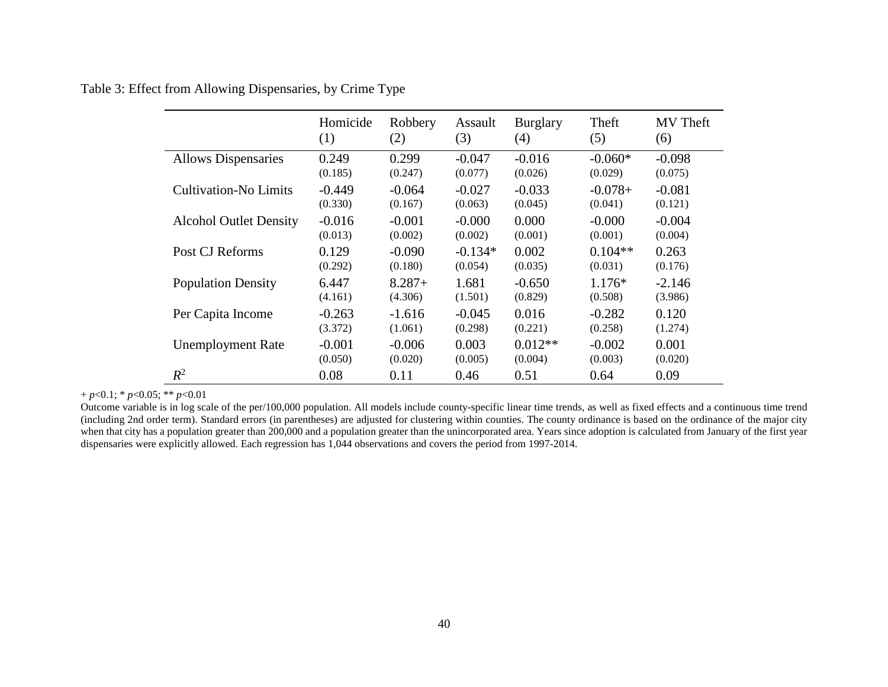Table 3: Effect from Allowing Dispensaries, by Crime Type

| | Homicide (1) | Robbery (2) | Assault (3) | Burglary (4) | Theft (5) | MV Theft (6) |
|---|---|---|---|---|---|---|
| Allows Dispensaries | 0.249 | 0.299 | -0.047 | -0.016 | -0.060* | -0.098 |
| | (0.185) | (0.247) | (0.077) | (0.026) | (0.029) | (0.075) |
| Cultivation-No Limits | -0.449 | -0.064 | -0.027 | -0.033 | -0.078+ | -0.081 |
| | (0.330) | (0.167) | (0.063) | (0.045) | (0.041) | (0.121) |
| Alcohol Outlet Density | -0.016 | -0.001 | -0.000 | 0.000 | -0.000 | -0.004 |
| | (0.013) | (0.002) | (0.002) | (0.001) | (0.001) | (0.004) |
| Post CJ Reforms | 0.129 | -0.090 | -0.134* | 0.002 | 0.104** | 0.263 |
| | (0.292) | (0.180) | (0.054) | (0.035) | (0.031) | (0.176) |
| Population Density | 6.447 | 8.287+ | 1.681 | -0.650 | 1.176* | -2.146 |
| | (4.161) | (4.306) | (1.501) | (0.829) | (0.508) | (3.986) |
| Per Capita Income | -0.263 | -1.616 | -0.045 | 0.016 | -0.282 | 0.120 |
| | (3.372) | (1.061) | (0.298) | (0.221) | (0.258) | (1.274) |
| Unemployment Rate | -0.001 | -0.006 | 0.003 | 0.012** | -0.002 | 0.001 |
| | (0.050) | (0.020) | (0.005) | (0.004) | (0.003) | (0.020) |
| $R^2$ | 0.08 | 0.11 | 0.46 | 0.51 | 0.64 | 0.09 |

+ $p$<0.1; * $p$<0.05; ** $p$<0.01

Outcome variable is in log scale of the per/100,000 population. All models include county-specific linear time trends, as well as fixed effects and a continuous time trend (including 2nd order term). Standard errors (in parentheses) are adjusted for clustering within counties. The county ordinance is based on the ordinance of the major city when that city has a population greater than 200,000 and a population greater than the unincorporated area. Years since adoption is calculated from January of the first year dispensaries were explicitly allowed. Each regression has 1,044 observations and covers the period from 1997-2014.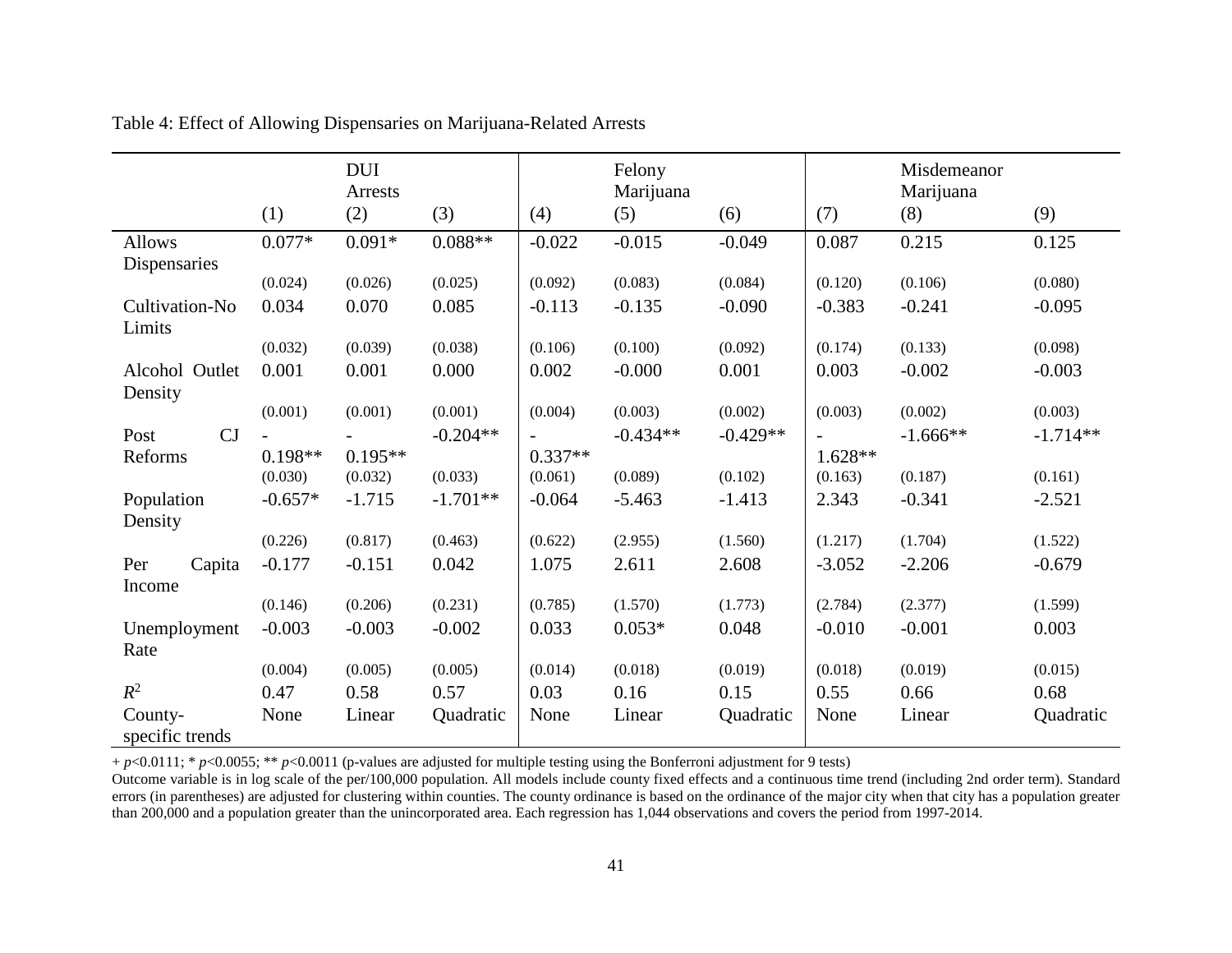Table 4: Effect of Allowing Dispensaries on Marijuana-Related Arrests

| | DUI Arrests | | | Felony Marijuana | | | Misdemeanor Marijuana | | |
|---|---|---|---|---|---|---|---|---|---|
| | (1) | (2) | (3) | (4) | (5) | (6) | (7) | (8) | (9) |
| Allows Dispensaries | 0.077* | 0.091* | 0.088** | -0.022 | -0.015 | -0.049 | 0.087 | 0.215 | 0.125 |
| | (0.024) | (0.026) | (0.025) | (0.092) | (0.083) | (0.084) | (0.120) | (0.106) | (0.080) |
| Cultivation-No Limits | 0.034 | 0.070 | 0.085 | -0.113 | -0.135 | -0.090 | -0.383 | -0.241 | -0.095 |
| | (0.032) | (0.039) | (0.038) | (0.106) | (0.100) | (0.092) | (0.174) | (0.133) | (0.098) |
| Alcohol Outlet Density | 0.001 | 0.001 | 0.000 | 0.002 | -0.000 | 0.001 | 0.003 | -0.002 | -0.003 |
| | (0.001) | (0.001) | (0.001) | (0.004) | (0.003) | (0.002) | (0.003) | (0.002) | (0.003) |
| Post CJ Reforms | -0.198** | -0.195** | -0.204** | -0.337** | -0.434** | -0.429** | -1.628** | -1.666** | -1.714** |
| | (0.030) | (0.032) | (0.033) | (0.061) | (0.089) | (0.102) | (0.163) | (0.187) | (0.161) |
| Population Density | -0.657* | -1.715 | -1.701** | -0.064 | -5.463 | -1.413 | 2.343 | -0.341 | -2.521 |
| | (0.226) | (0.817) | (0.463) | (0.622) | (2.955) | (1.560) | (1.217) | (1.704) | (1.522) |
| Per Capita Income | -0.177 | -0.151 | 0.042 | 1.075 | 2.611 | 2.608 | -3.052 | -2.206 | -0.679 |
| | (0.146) | (0.206) | (0.231) | (0.785) | (1.570) | (1.773) | (2.784) | (2.377) | (1.599) |
| Unemployment Rate | -0.003 | -0.003 | -0.002 | 0.033 | 0.053* | 0.048 | -0.010 | -0.001 | 0.003 |
| | (0.004) | (0.005) | (0.005) | (0.014) | (0.018) | (0.019) | (0.018) | (0.019) | (0.015) |
| $R^2$ | 0.47 | 0.58 | 0.57 | 0.03 | 0.16 | 0.15 | 0.55 | 0.66 | 0.68 |
| County-specific trends | None | Linear | Quadratic | None | Linear | Quadratic | None | Linear | Quadratic |

+ $p<0.0111$; * $p<0.0055$; ** $p<0.0011$ (p-values are adjusted for multiple testing using the Bonferroni adjustment for 9 tests)

Outcome variable is in log scale of the per/100,000 population. All models include county fixed effects and a continuous time trend (including 2nd order term). Standard errors (in parentheses) are adjusted for clustering within counties. The county ordinance is based on the ordinance of the major city when that city has a population greater than 200,000 and a population greater than the unincorporated area. Each regression has 1,044 observations and covers the period from 1997-2014.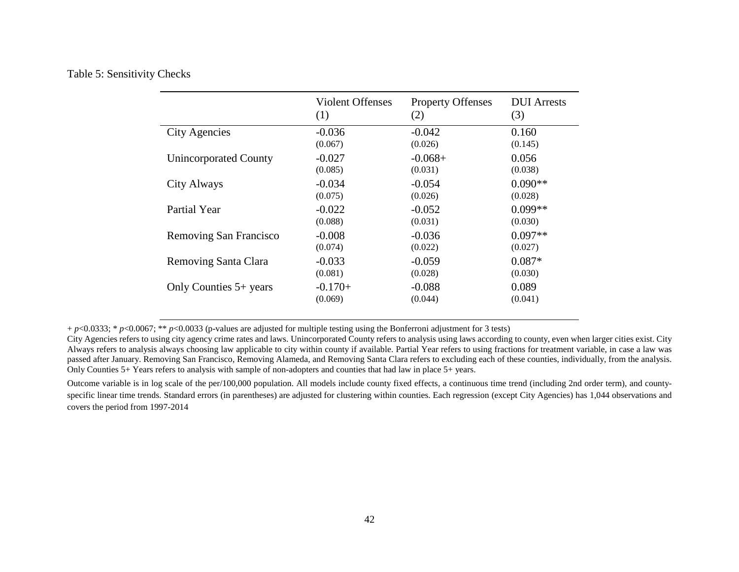Table 5: Sensitivity Checks

| | Violent Offenses (1) | Property Offenses (2) | DUI Arrests (3) |
|---|---|---|---|
| City Agencies | -0.036 | -0.042 | 0.160 |
| | (0.067) | (0.026) | (0.145) |
| Unincorporated County | -0.027 | -0.068+ | 0.056 |
| | (0.085) | (0.031) | (0.038) |
| City Always | -0.034 | -0.054 | 0.090** |
| | (0.075) | (0.026) | (0.028) |
| Partial Year | -0.022 | -0.052 | 0.099** |
| | (0.088) | (0.031) | (0.030) |
| Removing San Francisco | -0.008 | -0.036 | 0.097** |
| | (0.074) | (0.022) | (0.027) |
| Removing Santa Clara | -0.033 | -0.059 | 0.087* |
| | (0.081) | (0.028) | (0.030) |
| Only Counties 5+ years | -0.170+ | -0.088 | 0.089 |
| | (0.069) | (0.044) | (0.041) |

+ $p$<0.0333; * $p$<0.0067; ** $p$<0.0033 (p-values are adjusted for multiple testing using the Bonferroni adjustment for 3 tests)

City Agencies refers to using city agency crime rates and laws. Unincorporated County refers to analysis using laws according to county, even when larger cities exist. City Always refers to analysis always choosing law applicable to city within county if available. Partial Year refers to using fractions for treatment variable, in case a law was passed after January. Removing San Francisco, Removing Alameda, and Removing Santa Clara refers to excluding each of these counties, individually, from the analysis. Only Counties 5+ Years refers to analysis with sample of non-adopters and counties that had law in place 5+ years.

Outcome variable is in log scale of the per/100,000 population. All models include county fixed effects, a continuous time trend (including 2nd order term), and county-specific linear time trends. Standard errors (in parentheses) are adjusted for clustering within counties. Each regression (except City Agencies) has 1,044 observations and covers the period from 1997-2014